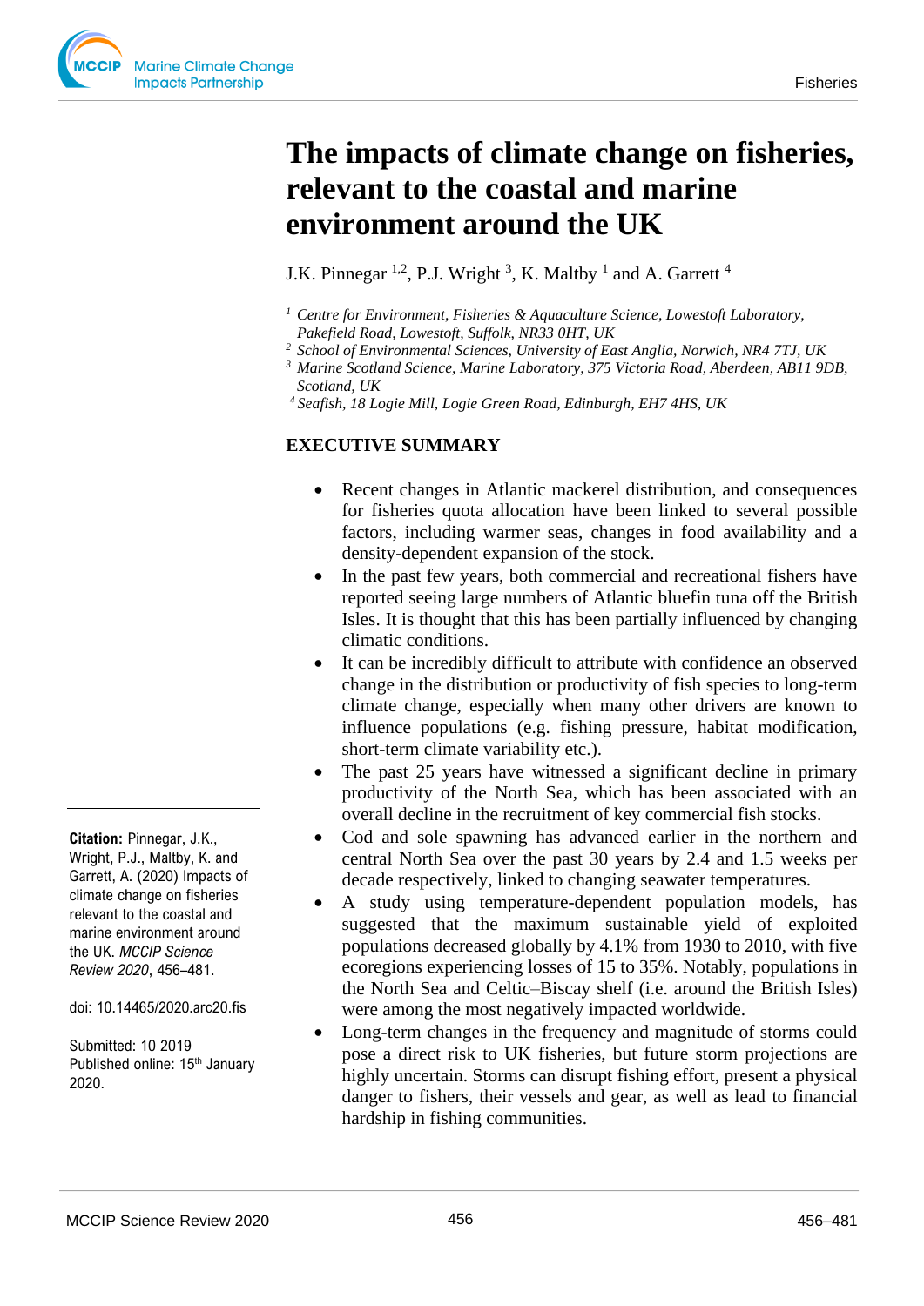# The impacts of climate change on fisheries, relevant to the coastal and marine environment around the UK

J.K. Pinnegar [1,2], P.J. Wright [3], K. Maltby [1] and A. Garrett [4]

[1] *Centre for Environment, Fisheries & Aquaculture Science, Lowestoft Laboratory, Pakefield Road, Lowestoft, Suffolk, NR33 0HT, UK*
[2] *School of Environmental Sciences, University of East Anglia, Norwich, NR4 7TJ, UK*
[3] *Marine Scotland Science, Marine Laboratory, 375 Victoria Road, Aberdeen, AB11 9DB, Scotland, UK*
[4] *Seafish, 18 Logie Mill, Logie Green Road, Edinburgh, EH7 4HS, UK*

**Citation:** Pinnegar, J.K., Wright, P.J., Maltby, K. and Garrett, A. (2020) Impacts of climate change on fisheries relevant to the coastal and marine environment around the UK. *MCCIP Science Review 2020*, 456–481.

doi: 10.14465/2020.arc20.fis

Submitted: 10 2019
Published online: 15th January 2020.

## EXECUTIVE SUMMARY

- Recent changes in Atlantic mackerel distribution, and consequences for fisheries quota allocation have been linked to several possible factors, including warmer seas, changes in food availability and a density-dependent expansion of the stock.
- In the past few years, both commercial and recreational fishers have reported seeing large numbers of Atlantic bluefin tuna off the British Isles. It is thought that this has been partially influenced by changing climatic conditions.
- It can be incredibly difficult to attribute with confidence an observed change in the distribution or productivity of fish species to long-term climate change, especially when many other drivers are known to influence populations (e.g. fishing pressure, habitat modification, short-term climate variability etc.).
- The past 25 years have witnessed a significant decline in primary productivity of the North Sea, which has been associated with an overall decline in the recruitment of key commercial fish stocks.
- Cod and sole spawning has advanced earlier in the northern and central North Sea over the past 30 years by 2.4 and 1.5 weeks per decade respectively, linked to changing seawater temperatures.
- A study using temperature-dependent population models, has suggested that the maximum sustainable yield of exploited populations decreased globally by 4.1% from 1930 to 2010, with five ecoregions experiencing losses of 15 to 35%. Notably, populations in the North Sea and Celtic–Biscay shelf (i.e. around the British Isles) were among the most negatively impacted worldwide.
- Long-term changes in the frequency and magnitude of storms could pose a direct risk to UK fisheries, but future storm projections are highly uncertain. Storms can disrupt fishing effort, present a physical danger to fishers, their vessels and gear, as well as lead to financial hardship in fishing communities.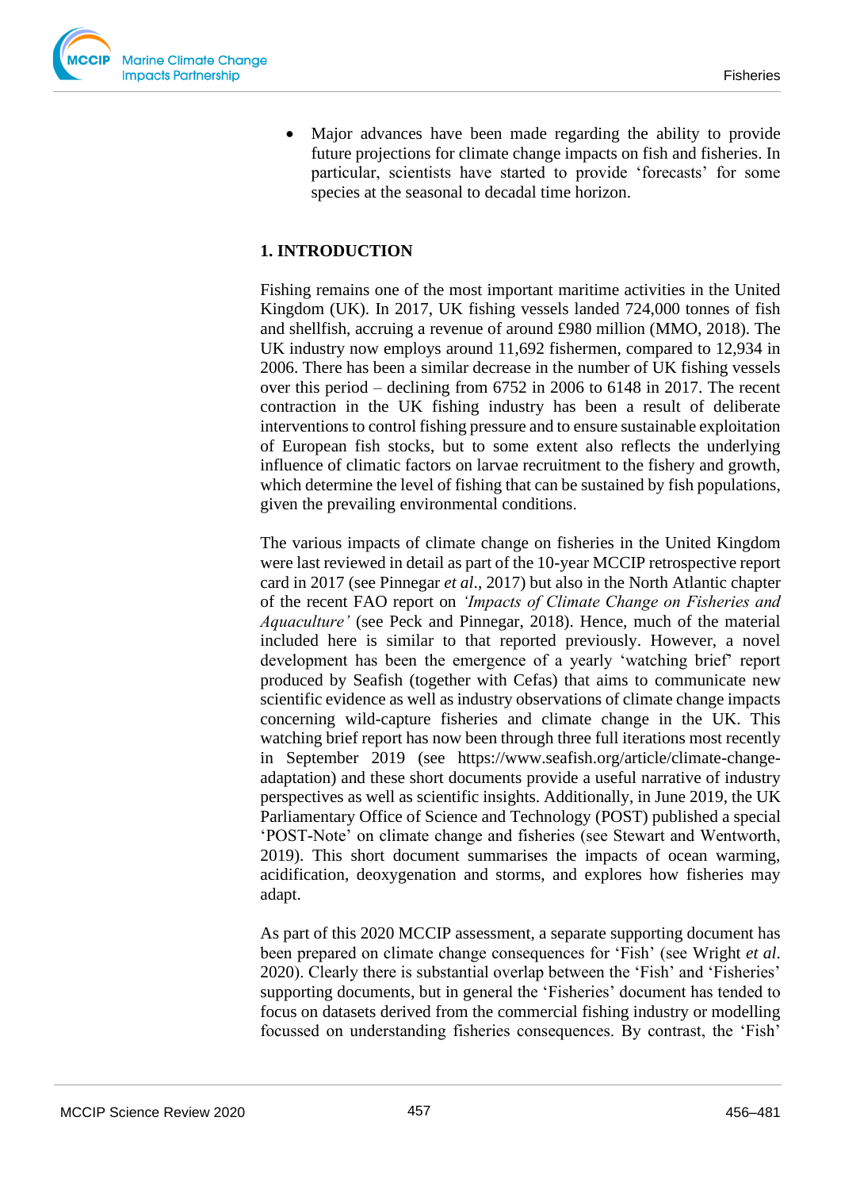- Major advances have been made regarding the ability to provide future projections for climate change impacts on fish and fisheries. In particular, scientists have started to provide 'forecasts' for some species at the seasonal to decadal time horizon.

## 1. INTRODUCTION

Fishing remains one of the most important maritime activities in the United Kingdom (UK). In 2017, UK fishing vessels landed 724,000 tonnes of fish and shellfish, accruing a revenue of around £980 million (MMO, 2018). The UK industry now employs around 11,692 fishermen, compared to 12,934 in 2006. There has been a similar decrease in the number of UK fishing vessels over this period – declining from 6752 in 2006 to 6148 in 2017. The recent contraction in the UK fishing industry has been a result of deliberate interventions to control fishing pressure and to ensure sustainable exploitation of European fish stocks, but to some extent also reflects the underlying influence of climatic factors on larvae recruitment to the fishery and growth, which determine the level of fishing that can be sustained by fish populations, given the prevailing environmental conditions.

The various impacts of climate change on fisheries in the United Kingdom were last reviewed in detail as part of the 10-year MCCIP retrospective report card in 2017 (see Pinnegar *et al*., 2017) but also in the North Atlantic chapter of the recent FAO report on *'Impacts of Climate Change on Fisheries and Aquaculture'* (see Peck and Pinnegar, 2018). Hence, much of the material included here is similar to that reported previously. However, a novel development has been the emergence of a yearly 'watching brief' report produced by Seafish (together with Cefas) that aims to communicate new scientific evidence as well as industry observations of climate change impacts concerning wild-capture fisheries and climate change in the UK. This watching brief report has now been through three full iterations most recently in September 2019 (see https://www.seafish.org/article/climate-change-adaptation) and these short documents provide a useful narrative of industry perspectives as well as scientific insights. Additionally, in June 2019, the UK Parliamentary Office of Science and Technology (POST) published a special 'POST-Note' on climate change and fisheries (see Stewart and Wentworth, 2019). This short document summarises the impacts of ocean warming, acidification, deoxygenation and storms, and explores how fisheries may adapt.

As part of this 2020 MCCIP assessment, a separate supporting document has been prepared on climate change consequences for 'Fish' (see Wright *et al*. 2020). Clearly there is substantial overlap between the 'Fish' and 'Fisheries' supporting documents, but in general the 'Fisheries' document has tended to focus on datasets derived from the commercial fishing industry or modelling focussed on understanding fisheries consequences. By contrast, the 'Fish'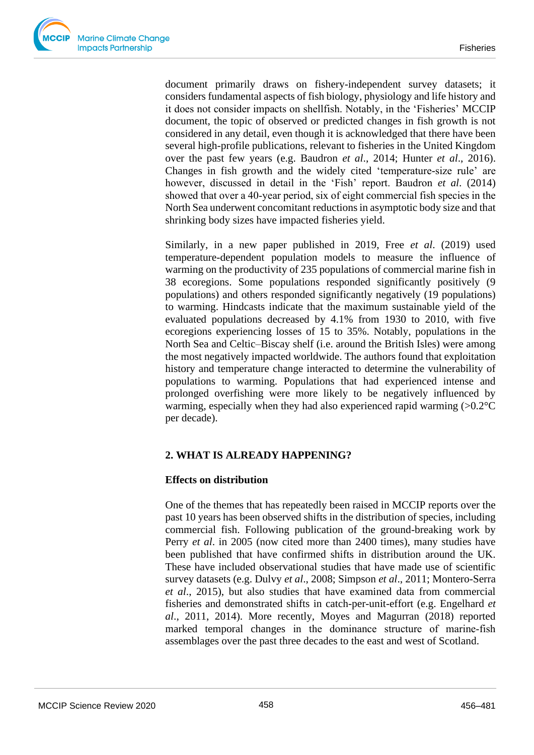document primarily draws on fishery-independent survey datasets; it considers fundamental aspects of fish biology, physiology and life history and it does not consider impacts on shellfish. Notably, in the 'Fisheries' MCCIP document, the topic of observed or predicted changes in fish growth is not considered in any detail, even though it is acknowledged that there have been several high-profile publications, relevant to fisheries in the United Kingdom over the past few years (e.g. Baudron *et al*., 2014; Hunter *et al*., 2016). Changes in fish growth and the widely cited 'temperature-size rule' are however, discussed in detail in the 'Fish' report. Baudron *et al*. (2014) showed that over a 40-year period, six of eight commercial fish species in the North Sea underwent concomitant reductions in asymptotic body size and that shrinking body sizes have impacted fisheries yield.

Similarly, in a new paper published in 2019, Free *et al*. (2019) used temperature-dependent population models to measure the influence of warming on the productivity of 235 populations of commercial marine fish in 38 ecoregions. Some populations responded significantly positively (9 populations) and others responded significantly negatively (19 populations) to warming. Hindcasts indicate that the maximum sustainable yield of the evaluated populations decreased by 4.1% from 1930 to 2010, with five ecoregions experiencing losses of 15 to 35%. Notably, populations in the North Sea and Celtic–Biscay shelf (i.e. around the British Isles) were among the most negatively impacted worldwide. The authors found that exploitation history and temperature change interacted to determine the vulnerability of populations to warming. Populations that had experienced intense and prolonged overfishing were more likely to be negatively influenced by warming, especially when they had also experienced rapid warming (>0.2°C per decade).

## 2. WHAT IS ALREADY HAPPENING?

### Effects on distribution

One of the themes that has repeatedly been raised in MCCIP reports over the past 10 years has been observed shifts in the distribution of species, including commercial fish. Following publication of the ground-breaking work by Perry *et al*. in 2005 (now cited more than 2400 times), many studies have been published that have confirmed shifts in distribution around the UK. These have included observational studies that have made use of scientific survey datasets (e.g. Dulvy *et al*., 2008; Simpson *et al*., 2011; Montero-Serra *et al*., 2015), but also studies that have examined data from commercial fisheries and demonstrated shifts in catch-per-unit-effort (e.g. Engelhard *et al*., 2011, 2014). More recently, Moyes and Magurran (2018) reported marked temporal changes in the dominance structure of marine-fish assemblages over the past three decades to the east and west of Scotland.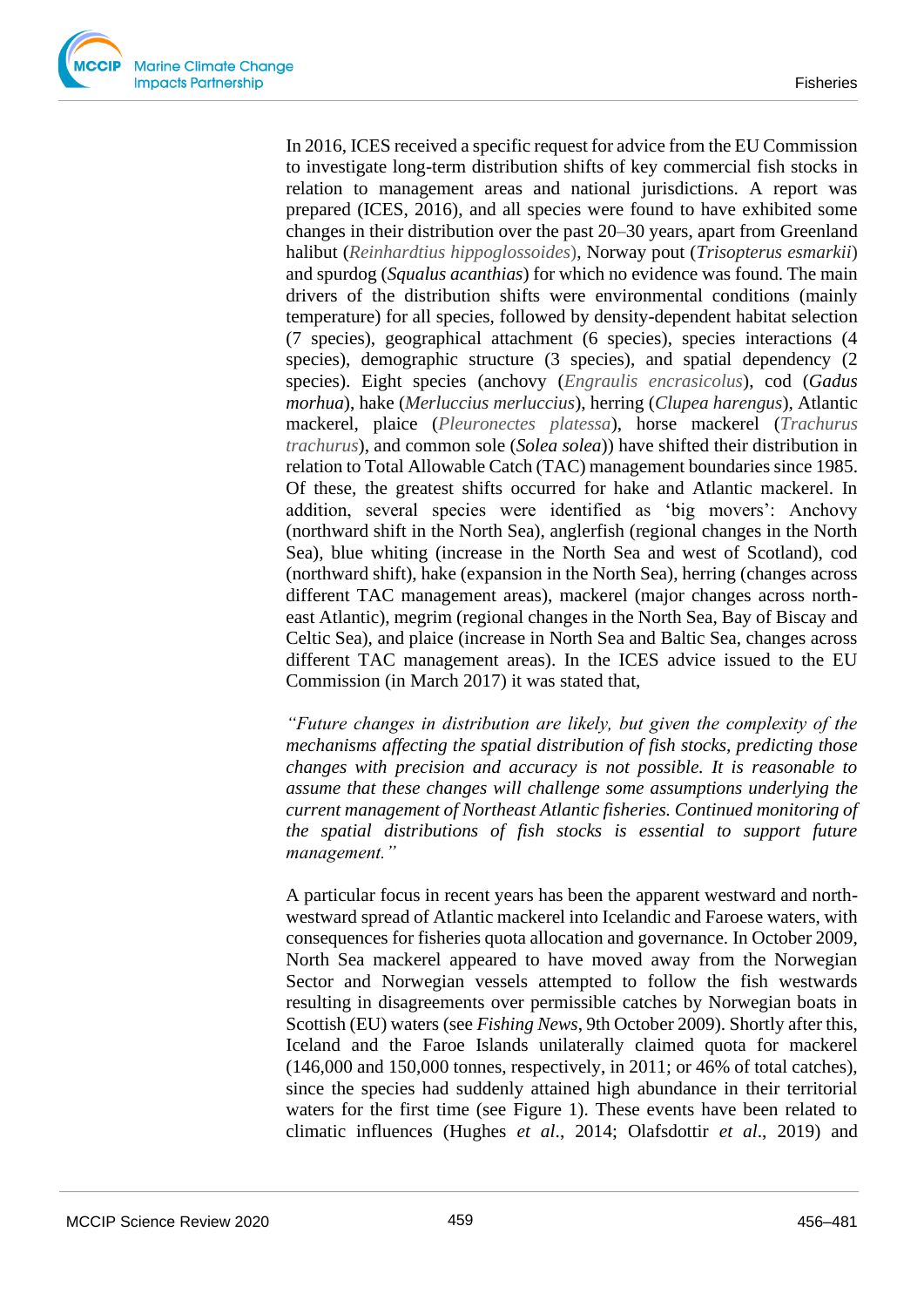In 2016, ICES received a specific request for advice from the EU Commission to investigate long-term distribution shifts of key commercial fish stocks in relation to management areas and national jurisdictions. A report was prepared (ICES, 2016), and all species were found to have exhibited some changes in their distribution over the past 20–30 years, apart from Greenland halibut (*Reinhardtius hippoglossoides*), Norway pout (*Trisopterus esmarkii*) and spurdog (*Squalus acanthias*) for which no evidence was found. The main drivers of the distribution shifts were environmental conditions (mainly temperature) for all species, followed by density-dependent habitat selection (7 species), geographical attachment (6 species), species interactions (4 species), demographic structure (3 species), and spatial dependency (2 species). Eight species (anchovy (*Engraulis encrasicolus*), cod (*Gadus morhua*), hake (*Merluccius merluccius*), herring (*Clupea harengus*), Atlantic mackerel, plaice (*Pleuronectes platessa*), horse mackerel (*Trachurus trachurus*), and common sole (*Solea solea*)) have shifted their distribution in relation to Total Allowable Catch (TAC) management boundaries since 1985. Of these, the greatest shifts occurred for hake and Atlantic mackerel. In addition, several species were identified as 'big movers': Anchovy (northward shift in the North Sea), anglerfish (regional changes in the North Sea), blue whiting (increase in the North Sea and west of Scotland), cod (northward shift), hake (expansion in the North Sea), herring (changes across different TAC management areas), mackerel (major changes across north-east Atlantic), megrim (regional changes in the North Sea, Bay of Biscay and Celtic Sea), and plaice (increase in North Sea and Baltic Sea, changes across different TAC management areas). In the ICES advice issued to the EU Commission (in March 2017) it was stated that,

*"Future changes in distribution are likely, but given the complexity of the mechanisms affecting the spatial distribution of fish stocks, predicting those changes with precision and accuracy is not possible. It is reasonable to assume that these changes will challenge some assumptions underlying the current management of Northeast Atlantic fisheries. Continued monitoring of the spatial distributions of fish stocks is essential to support future management."*

A particular focus in recent years has been the apparent westward and north-westward spread of Atlantic mackerel into Icelandic and Faroese waters, with consequences for fisheries quota allocation and governance. In October 2009, North Sea mackerel appeared to have moved away from the Norwegian Sector and Norwegian vessels attempted to follow the fish westwards resulting in disagreements over permissible catches by Norwegian boats in Scottish (EU) waters (see *Fishing News*, 9th October 2009). Shortly after this, Iceland and the Faroe Islands unilaterally claimed quota for mackerel (146,000 and 150,000 tonnes, respectively, in 2011; or 46% of total catches), since the species had suddenly attained high abundance in their territorial waters for the first time (see Figure 1). These events have been related to climatic influences (Hughes *et al*., 2014; Olafsdottir *et al*., 2019) and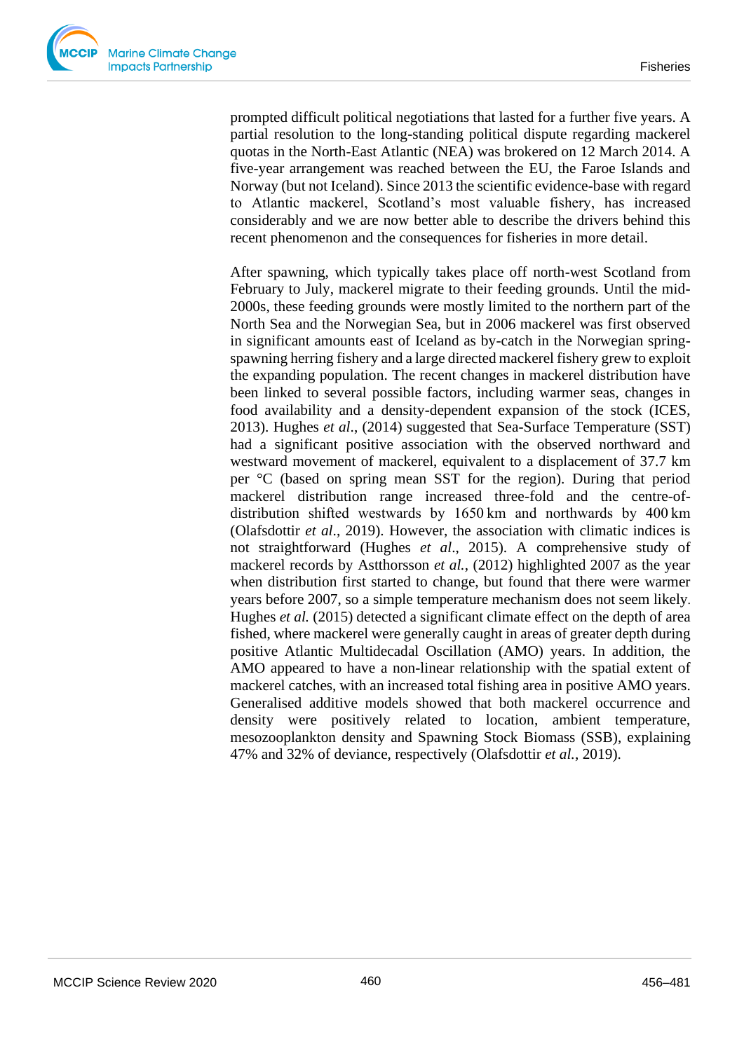prompted difficult political negotiations that lasted for a further five years. A partial resolution to the long-standing political dispute regarding mackerel quotas in the North-East Atlantic (NEA) was brokered on 12 March 2014. A five-year arrangement was reached between the EU, the Faroe Islands and Norway (but not Iceland). Since 2013 the scientific evidence-base with regard to Atlantic mackerel, Scotland's most valuable fishery, has increased considerably and we are now better able to describe the drivers behind this recent phenomenon and the consequences for fisheries in more detail.

After spawning, which typically takes place off north-west Scotland from February to July, mackerel migrate to their feeding grounds. Until the mid-2000s, these feeding grounds were mostly limited to the northern part of the North Sea and the Norwegian Sea, but in 2006 mackerel was first observed in significant amounts east of Iceland as by-catch in the Norwegian spring-spawning herring fishery and a large directed mackerel fishery grew to exploit the expanding population. The recent changes in mackerel distribution have been linked to several possible factors, including warmer seas, changes in food availability and a density-dependent expansion of the stock (ICES, 2013). Hughes *et al*., (2014) suggested that Sea-Surface Temperature (SST) had a significant positive association with the observed northward and westward movement of mackerel, equivalent to a displacement of 37.7 km per °C (based on spring mean SST for the region). During that period mackerel distribution range increased three-fold and the centre-of-distribution shifted westwards by 1650 km and northwards by 400 km (Olafsdottir *et al*., 2019). However, the association with climatic indices is not straightforward (Hughes *et al*., 2015). A comprehensive study of mackerel records by Astthorsson *et al.*, (2012) highlighted 2007 as the year when distribution first started to change, but found that there were warmer years before 2007, so a simple temperature mechanism does not seem likely. Hughes *et al.* (2015) detected a significant climate effect on the depth of area fished, where mackerel were generally caught in areas of greater depth during positive Atlantic Multidecadal Oscillation (AMO) years. In addition, the AMO appeared to have a non-linear relationship with the spatial extent of mackerel catches, with an increased total fishing area in positive AMO years. Generalised additive models showed that both mackerel occurrence and density were positively related to location, ambient temperature, mesozooplankton density and Spawning Stock Biomass (SSB), explaining 47% and 32% of deviance, respectively (Olafsdottir *et al.*, 2019).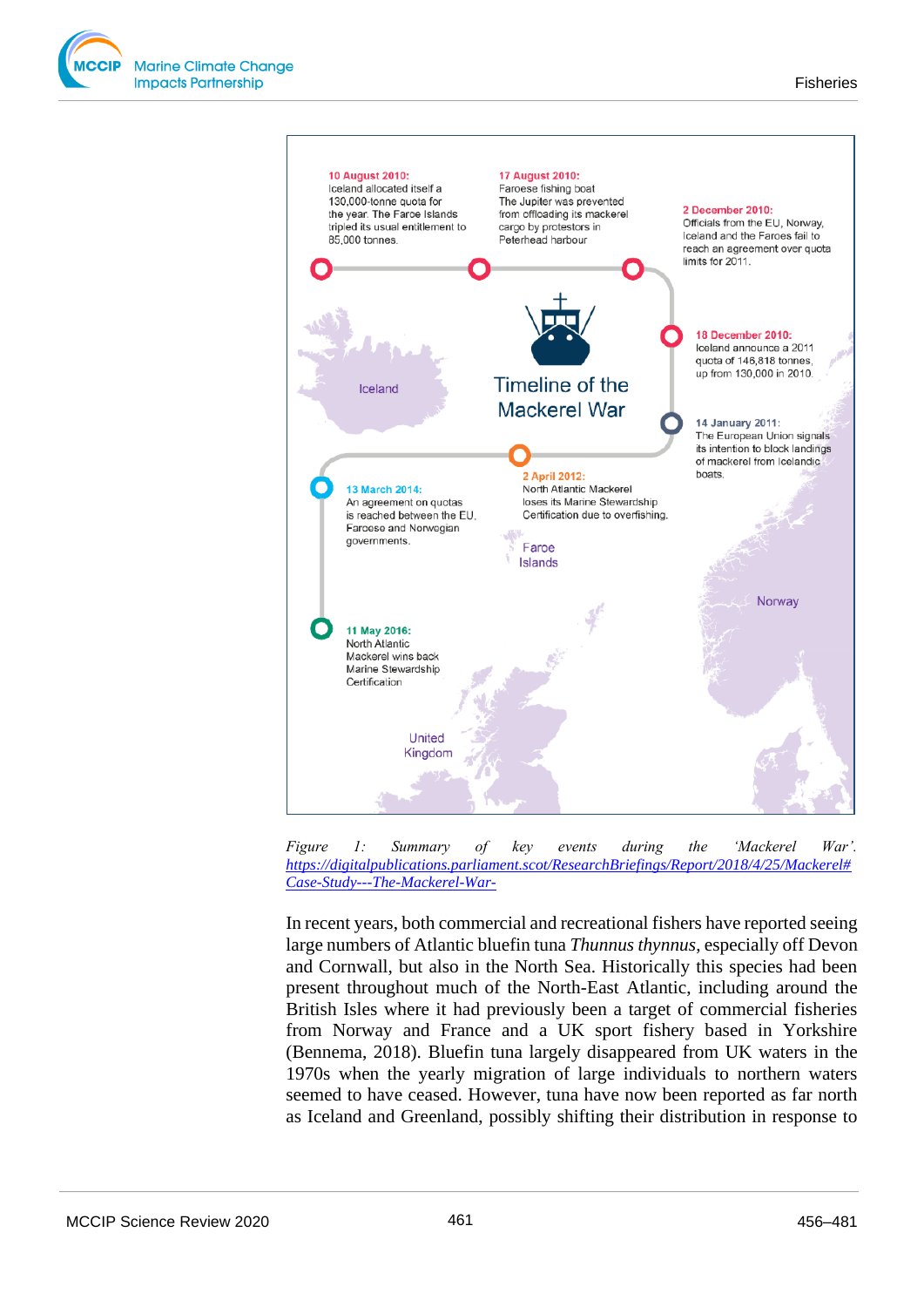**10 August 2010:** Iceland allocated itself a 130,000-tonne quota for the year. The Faroe Islands tripled its usual entitlement to 85,000 tonnes.

**17 August 2010:** Faroese fishing boat The Jupiter was prevented from offloading its mackerel cargo by protestors in Peterhead harbour

**2 December 2010:** Officials from the EU, Norway, Iceland and the Faroes fail to reach an agreement over quota limits for 2011.

**18 December 2010:** Iceland announce a 2011 quota of 146,818 tonnes, up from 130,000 in 2010.

**14 January 2011:** The European Union signals its intention to block landings of mackerel from Icelandic boats.

**2 April 2012:** North Atlantic Mackerel loses its Marine Stewardship Certification due to overfishing.

**13 March 2014:** An agreement on quotas is reached between the EU, Faroese and Norwegian governments.

**11 May 2016:** North Atlantic Mackerel wins back Marine Stewardship Certification

Timeline of the Mackerel War

Iceland

Faroe Islands

Norway

United Kingdom

*Figure 1: Summary of key events during the 'Mackerel War'.* [https://digitalpublications.parliament.scot/ResearchBriefings/Report/2018/4/25/Mackerel#Case-Study---The-Mackerel-War-](https://digitalpublications.parliament.scot/ResearchBriefings/Report/2018/4/25/Mackerel#Case-Study---The-Mackerel-War-)

In recent years, both commercial and recreational fishers have reported seeing large numbers of Atlantic bluefin tuna *Thunnus thynnus*, especially off Devon and Cornwall, but also in the North Sea. Historically this species had been present throughout much of the North-East Atlantic, including around the British Isles where it had previously been a target of commercial fisheries from Norway and France and a UK sport fishery based in Yorkshire (Bennema, 2018). Bluefin tuna largely disappeared from UK waters in the 1970s when the yearly migration of large individuals to northern waters seemed to have ceased. However, tuna have now been reported as far north as Iceland and Greenland, possibly shifting their distribution in response to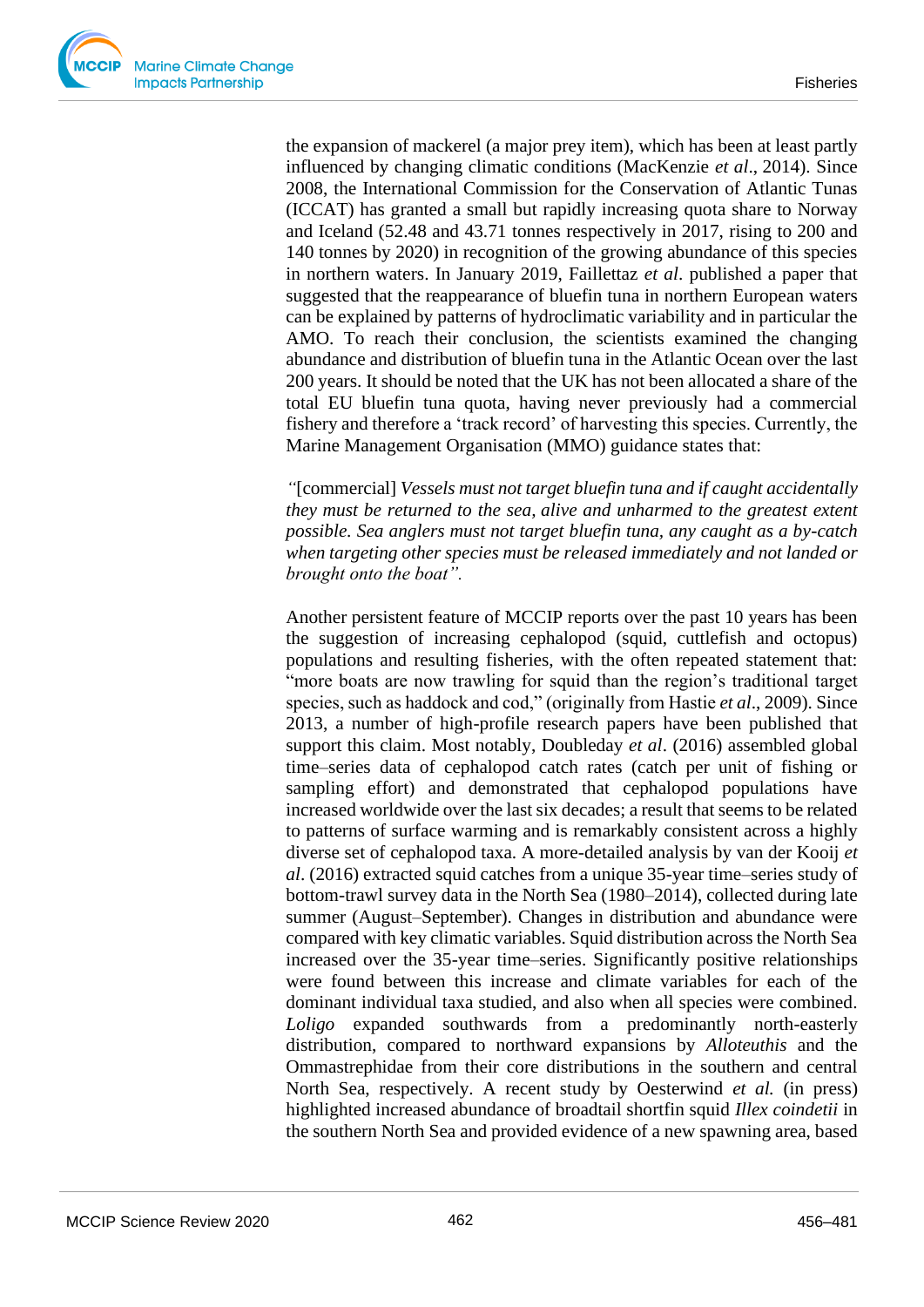the expansion of mackerel (a major prey item), which has been at least partly influenced by changing climatic conditions (MacKenzie *et al*., 2014). Since 2008, the International Commission for the Conservation of Atlantic Tunas (ICCAT) has granted a small but rapidly increasing quota share to Norway and Iceland (52.48 and 43.71 tonnes respectively in 2017, rising to 200 and 140 tonnes by 2020) in recognition of the growing abundance of this species in northern waters. In January 2019, Faillettaz *et al*. published a paper that suggested that the reappearance of bluefin tuna in northern European waters can be explained by patterns of hydroclimatic variability and in particular the AMO. To reach their conclusion, the scientists examined the changing abundance and distribution of bluefin tuna in the Atlantic Ocean over the last 200 years. It should be noted that the UK has not been allocated a share of the total EU bluefin tuna quota, having never previously had a commercial fishery and therefore a 'track record' of harvesting this species. Currently, the Marine Management Organisation (MMO) guidance states that:

*"*[commercial] *Vessels must not target bluefin tuna and if caught accidentally they must be returned to the sea, alive and unharmed to the greatest extent possible. Sea anglers must not target bluefin tuna, any caught as a by-catch when targeting other species must be released immediately and not landed or brought onto the boat".*

Another persistent feature of MCCIP reports over the past 10 years has been the suggestion of increasing cephalopod (squid, cuttlefish and octopus) populations and resulting fisheries, with the often repeated statement that: "more boats are now trawling for squid than the region's traditional target species, such as haddock and cod," (originally from Hastie *et al*., 2009). Since 2013, a number of high-profile research papers have been published that support this claim. Most notably, Doubleday *et al*. (2016) assembled global time–series data of cephalopod catch rates (catch per unit of fishing or sampling effort) and demonstrated that cephalopod populations have increased worldwide over the last six decades; a result that seems to be related to patterns of surface warming and is remarkably consistent across a highly diverse set of cephalopod taxa. A more-detailed analysis by van der Kooij *et al*. (2016) extracted squid catches from a unique 35-year time–series study of bottom-trawl survey data in the North Sea (1980–2014), collected during late summer (August–September). Changes in distribution and abundance were compared with key climatic variables. Squid distribution across the North Sea increased over the 35-year time–series. Significantly positive relationships were found between this increase and climate variables for each of the dominant individual taxa studied, and also when all species were combined. *Loligo* expanded southwards from a predominantly north-easterly distribution, compared to northward expansions by *Alloteuthis* and the Ommastrephidae from their core distributions in the southern and central North Sea, respectively. A recent study by Oesterwind *et al.* (in press) highlighted increased abundance of broadtail shortfin squid *Illex coindetii* in the southern North Sea and provided evidence of a new spawning area, based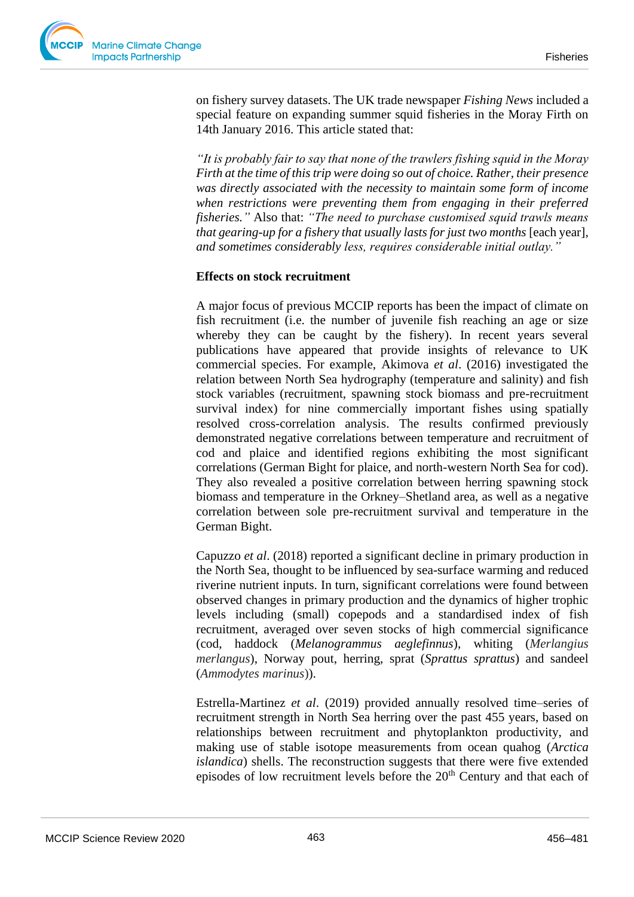on fishery survey datasets. The UK trade newspaper *Fishing News* included a special feature on expanding summer squid fisheries in the Moray Firth on 14th January 2016. This article stated that:

*"It is probably fair to say that none of the trawlers fishing squid in the Moray Firth at the time of this trip were doing so out of choice. Rather, their presence was directly associated with the necessity to maintain some form of income when restrictions were preventing them from engaging in their preferred fisheries."* Also that: *"The need to purchase customised squid trawls means that gearing-up for a fishery that usually lasts for just two months* [each year], *and sometimes considerably less, requires considerable initial outlay."*

**Effects on stock recruitment**

A major focus of previous MCCIP reports has been the impact of climate on fish recruitment (i.e. the number of juvenile fish reaching an age or size whereby they can be caught by the fishery). In recent years several publications have appeared that provide insights of relevance to UK commercial species. For example, Akimova *et al*. (2016) investigated the relation between North Sea hydrography (temperature and salinity) and fish stock variables (recruitment, spawning stock biomass and pre-recruitment survival index) for nine commercially important fishes using spatially resolved cross-correlation analysis. The results confirmed previously demonstrated negative correlations between temperature and recruitment of cod and plaice and identified regions exhibiting the most significant correlations (German Bight for plaice, and north-western North Sea for cod). They also revealed a positive correlation between herring spawning stock biomass and temperature in the Orkney–Shetland area, as well as a negative correlation between sole pre-recruitment survival and temperature in the German Bight.

Capuzzo *et al*. (2018) reported a significant decline in primary production in the North Sea, thought to be influenced by sea-surface warming and reduced riverine nutrient inputs. In turn, significant correlations were found between observed changes in primary production and the dynamics of higher trophic levels including (small) copepods and a standardised index of fish recruitment, averaged over seven stocks of high commercial significance (cod, haddock (*Melanogrammus aeglefinnus*), whiting (*Merlangius merlangus*), Norway pout, herring, sprat (*Sprattus sprattus*) and sandeel (*Ammodytes marinus*)).

Estrella-Martinez *et al*. (2019) provided annually resolved time–series of recruitment strength in North Sea herring over the past 455 years, based on relationships between recruitment and phytoplankton productivity, and making use of stable isotope measurements from ocean quahog (*Arctica islandica*) shells. The reconstruction suggests that there were five extended episodes of low recruitment levels before the 20th Century and that each of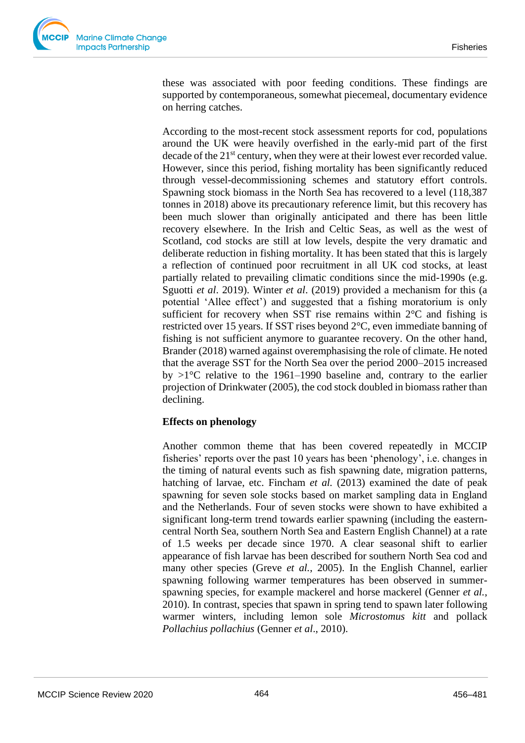these was associated with poor feeding conditions. These findings are supported by contemporaneous, somewhat piecemeal, documentary evidence on herring catches.

According to the most-recent stock assessment reports for cod, populations around the UK were heavily overfished in the early-mid part of the first decade of the 21st century, when they were at their lowest ever recorded value. However, since this period, fishing mortality has been significantly reduced through vessel-decommissioning schemes and statutory effort controls. Spawning stock biomass in the North Sea has recovered to a level (118,387 tonnes in 2018) above its precautionary reference limit, but this recovery has been much slower than originally anticipated and there has been little recovery elsewhere. In the Irish and Celtic Seas, as well as the west of Scotland, cod stocks are still at low levels, despite the very dramatic and deliberate reduction in fishing mortality. It has been stated that this is largely a reflection of continued poor recruitment in all UK cod stocks, at least partially related to prevailing climatic conditions since the mid-1990s (e.g. Sguotti *et al*. 2019). Winter *et al*. (2019) provided a mechanism for this (a potential 'Allee effect') and suggested that a fishing moratorium is only sufficient for recovery when SST rise remains within 2°C and fishing is restricted over 15 years. If SST rises beyond 2°C, even immediate banning of fishing is not sufficient anymore to guarantee recovery. On the other hand, Brander (2018) warned against overemphasising the role of climate. He noted that the average SST for the North Sea over the period 2000–2015 increased by >1°C relative to the 1961–1990 baseline and, contrary to the earlier projection of Drinkwater (2005), the cod stock doubled in biomass rather than declining.

**Effects on phenology**

Another common theme that has been covered repeatedly in MCCIP fisheries' reports over the past 10 years has been 'phenology', i.e. changes in the timing of natural events such as fish spawning date, migration patterns, hatching of larvae, etc. Fincham *et al.* (2013) examined the date of peak spawning for seven sole stocks based on market sampling data in England and the Netherlands. Four of seven stocks were shown to have exhibited a significant long-term trend towards earlier spawning (including the eastern-central North Sea, southern North Sea and Eastern English Channel) at a rate of 1.5 weeks per decade since 1970. A clear seasonal shift to earlier appearance of fish larvae has been described for southern North Sea cod and many other species (Greve *et al.*, 2005). In the English Channel, earlier spawning following warmer temperatures has been observed in summer-spawning species, for example mackerel and horse mackerel (Genner *et al.*, 2010). In contrast, species that spawn in spring tend to spawn later following warmer winters, including lemon sole *Microstomus kitt* and pollack *Pollachius pollachius* (Genner *et al*., 2010).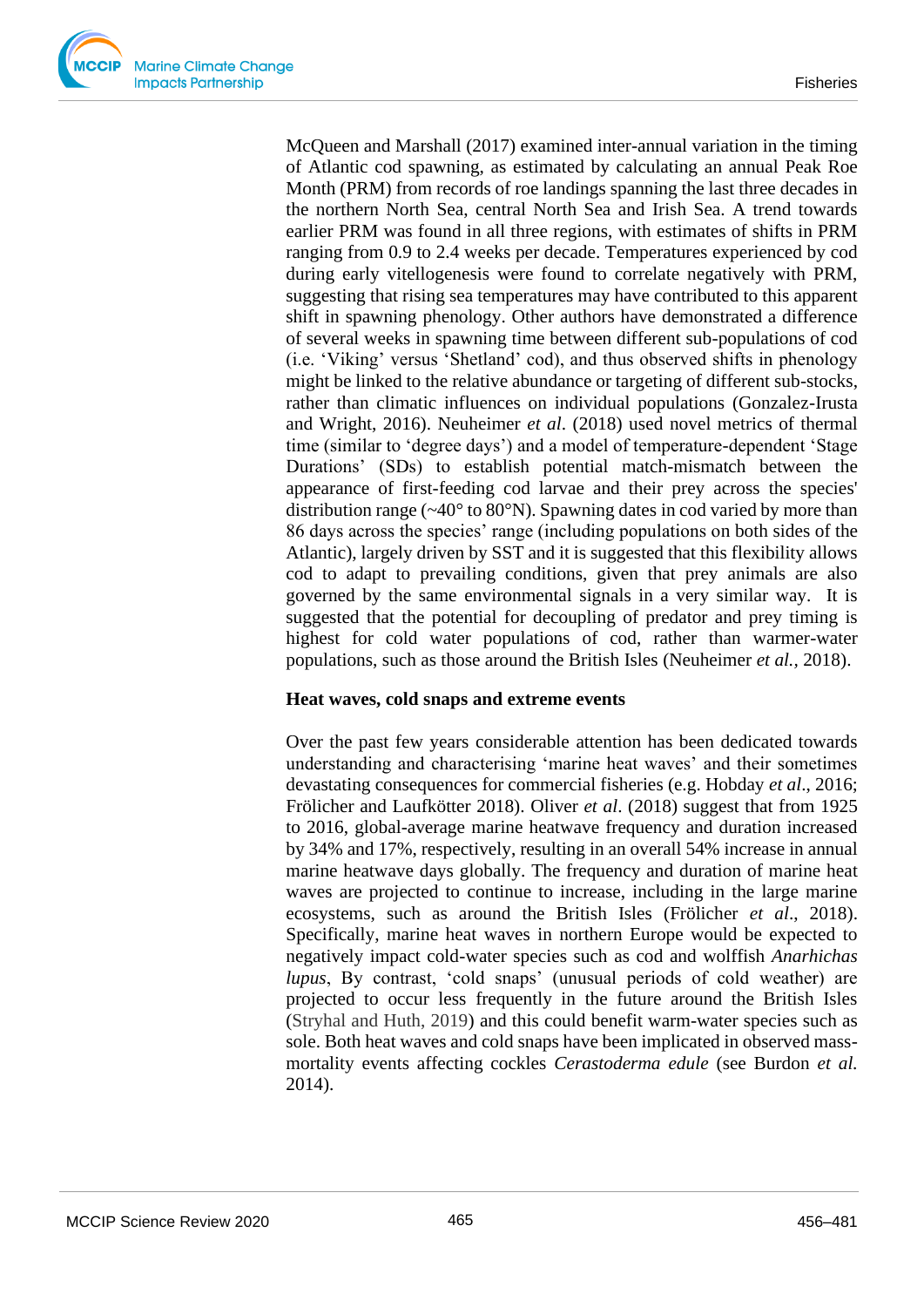McQueen and Marshall (2017) examined inter-annual variation in the timing of Atlantic cod spawning, as estimated by calculating an annual Peak Roe Month (PRM) from records of roe landings spanning the last three decades in the northern North Sea, central North Sea and Irish Sea. A trend towards earlier PRM was found in all three regions, with estimates of shifts in PRM ranging from 0.9 to 2.4 weeks per decade. Temperatures experienced by cod during early vitellogenesis were found to correlate negatively with PRM, suggesting that rising sea temperatures may have contributed to this apparent shift in spawning phenology. Other authors have demonstrated a difference of several weeks in spawning time between different sub-populations of cod (i.e. 'Viking' versus 'Shetland' cod), and thus observed shifts in phenology might be linked to the relative abundance or targeting of different sub-stocks, rather than climatic influences on individual populations (Gonzalez-Irusta and Wright, 2016). Neuheimer *et al*. (2018) used novel metrics of thermal time (similar to 'degree days') and a model of temperature-dependent 'Stage Durations' (SDs) to establish potential match-mismatch between the appearance of first-feeding cod larvae and their prey across the species' distribution range (~40° to 80°N). Spawning dates in cod varied by more than 86 days across the species' range (including populations on both sides of the Atlantic), largely driven by SST and it is suggested that this flexibility allows cod to adapt to prevailing conditions, given that prey animals are also governed by the same environmental signals in a very similar way. It is suggested that the potential for decoupling of predator and prey timing is highest for cold water populations of cod, rather than warmer-water populations, such as those around the British Isles (Neuheimer *et al.*, 2018).

**Heat waves, cold snaps and extreme events**

Over the past few years considerable attention has been dedicated towards understanding and characterising 'marine heat waves' and their sometimes devastating consequences for commercial fisheries (e.g. Hobday *et al*., 2016; Frölicher and Laufkötter 2018). Oliver *et al*. (2018) suggest that from 1925 to 2016, global-average marine heatwave frequency and duration increased by 34% and 17%, respectively, resulting in an overall 54% increase in annual marine heatwave days globally. The frequency and duration of marine heat waves are projected to continue to increase, including in the large marine ecosystems, such as around the British Isles (Frölicher *et al*., 2018). Specifically, marine heat waves in northern Europe would be expected to negatively impact cold-water species such as cod and wolffish *Anarhichas lupus*, By contrast, 'cold snaps' (unusual periods of cold weather) are projected to occur less frequently in the future around the British Isles (Stryhal and Huth, 2019) and this could benefit warm-water species such as sole. Both heat waves and cold snaps have been implicated in observed mass-mortality events affecting cockles *Cerastoderma edule* (see Burdon *et al.* 2014).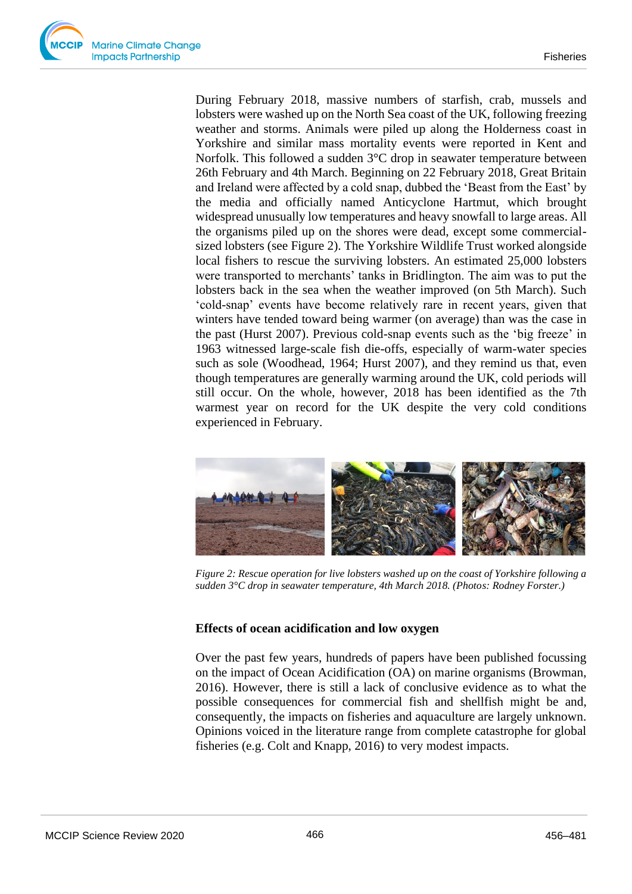During February 2018, massive numbers of starfish, crab, mussels and lobsters were washed up on the North Sea coast of the UK, following freezing weather and storms. Animals were piled up along the Holderness coast in Yorkshire and similar mass mortality events were reported in Kent and Norfolk. This followed a sudden 3°C drop in seawater temperature between 26th February and 4th March. Beginning on 22 February 2018, Great Britain and Ireland were affected by a cold snap, dubbed the 'Beast from the East' by the media and officially named Anticyclone Hartmut, which brought widespread unusually low temperatures and heavy snowfall to large areas. All the organisms piled up on the shores were dead, except some commercial-sized lobsters (see Figure 2). The Yorkshire Wildlife Trust worked alongside local fishers to rescue the surviving lobsters. An estimated 25,000 lobsters were transported to merchants' tanks in Bridlington. The aim was to put the lobsters back in the sea when the weather improved (on 5th March). Such 'cold-snap' events have become relatively rare in recent years, given that winters have tended toward being warmer (on average) than was the case in the past (Hurst 2007). Previous cold-snap events such as the 'big freeze' in 1963 witnessed large-scale fish die-offs, especially of warm-water species such as sole (Woodhead, 1964; Hurst 2007), and they remind us that, even though temperatures are generally warming around the UK, cold periods will still occur. On the whole, however, 2018 has been identified as the 7th warmest year on record for the UK despite the very cold conditions experienced in February.

*Figure 2: Rescue operation for live lobsters washed up on the coast of Yorkshire following a sudden 3°C drop in seawater temperature, 4th March 2018. (Photos: Rodney Forster.)*

## Effects of ocean acidification and low oxygen

Over the past few years, hundreds of papers have been published focussing on the impact of Ocean Acidification (OA) on marine organisms (Browman, 2016). However, there is still a lack of conclusive evidence as to what the possible consequences for commercial fish and shellfish might be and, consequently, the impacts on fisheries and aquaculture are largely unknown. Opinions voiced in the literature range from complete catastrophe for global fisheries (e.g. Colt and Knapp, 2016) to very modest impacts.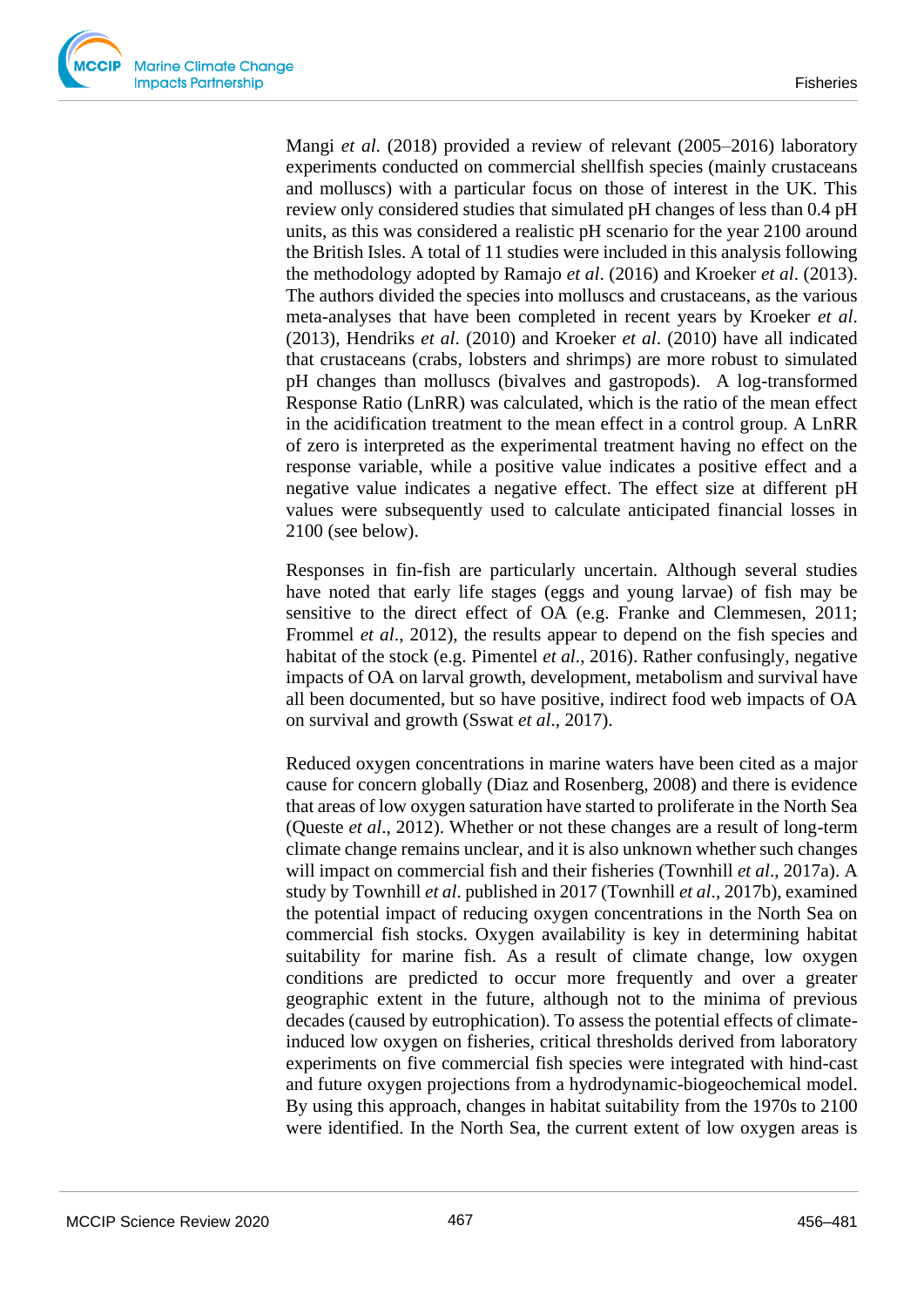Mangi *et al.* (2018) provided a review of relevant (2005–2016) laboratory experiments conducted on commercial shellfish species (mainly crustaceans and molluscs) with a particular focus on those of interest in the UK. This review only considered studies that simulated pH changes of less than 0.4 pH units, as this was considered a realistic pH scenario for the year 2100 around the British Isles. A total of 11 studies were included in this analysis following the methodology adopted by Ramajo *et al.* (2016) and Kroeker *et al.* (2013). The authors divided the species into molluscs and crustaceans, as the various meta-analyses that have been completed in recent years by Kroeker *et al.* (2013), Hendriks *et al.* (2010) and Kroeker *et al.* (2010) have all indicated that crustaceans (crabs, lobsters and shrimps) are more robust to simulated pH changes than molluscs (bivalves and gastropods). A log-transformed Response Ratio (LnRR) was calculated, which is the ratio of the mean effect in the acidification treatment to the mean effect in a control group. A LnRR of zero is interpreted as the experimental treatment having no effect on the response variable, while a positive value indicates a positive effect and a negative value indicates a negative effect. The effect size at different pH values were subsequently used to calculate anticipated financial losses in 2100 (see below).

Responses in fin-fish are particularly uncertain. Although several studies have noted that early life stages (eggs and young larvae) of fish may be sensitive to the direct effect of OA (e.g. Franke and Clemmesen, 2011; Frommel *et al.*, 2012), the results appear to depend on the fish species and habitat of the stock (e.g. Pimentel *et al.*, 2016). Rather confusingly, negative impacts of OA on larval growth, development, metabolism and survival have all been documented, but so have positive, indirect food web impacts of OA on survival and growth (Sswat *et al.*, 2017).

Reduced oxygen concentrations in marine waters have been cited as a major cause for concern globally (Diaz and Rosenberg, 2008) and there is evidence that areas of low oxygen saturation have started to proliferate in the North Sea (Queste *et al.*, 2012). Whether or not these changes are a result of long-term climate change remains unclear, and it is also unknown whether such changes will impact on commercial fish and their fisheries (Townhill *et al.*, 2017a). A study by Townhill *et al.* published in 2017 (Townhill *et al.*, 2017b), examined the potential impact of reducing oxygen concentrations in the North Sea on commercial fish stocks. Oxygen availability is key in determining habitat suitability for marine fish. As a result of climate change, low oxygen conditions are predicted to occur more frequently and over a greater geographic extent in the future, although not to the minima of previous decades (caused by eutrophication). To assess the potential effects of climate-induced low oxygen on fisheries, critical thresholds derived from laboratory experiments on five commercial fish species were integrated with hind-cast and future oxygen projections from a hydrodynamic-biogeochemical model. By using this approach, changes in habitat suitability from the 1970s to 2100 were identified. In the North Sea, the current extent of low oxygen areas is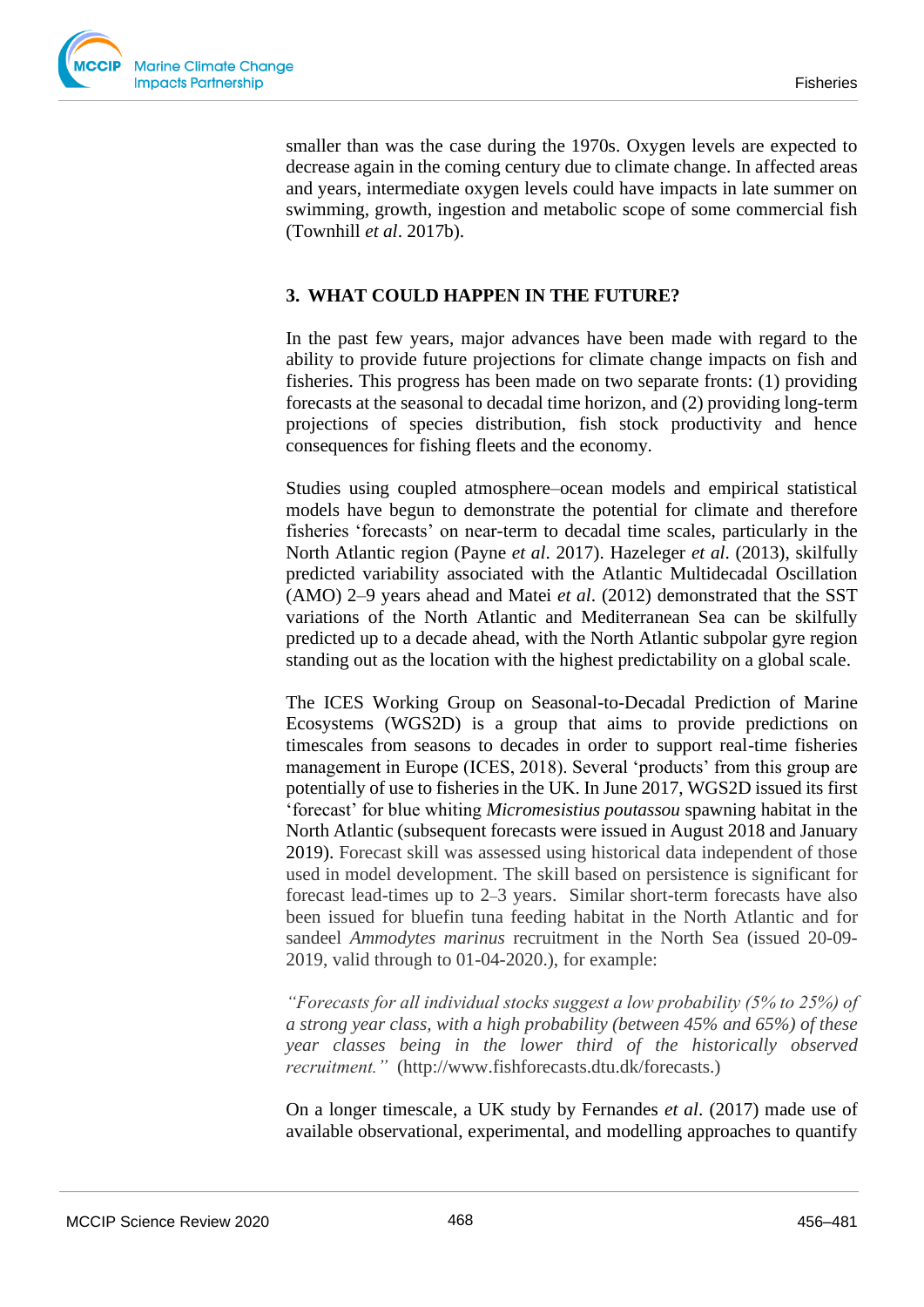smaller than was the case during the 1970s. Oxygen levels are expected to decrease again in the coming century due to climate change. In affected areas and years, intermediate oxygen levels could have impacts in late summer on swimming, growth, ingestion and metabolic scope of some commercial fish (Townhill *et al*. 2017b).

## 3. WHAT COULD HAPPEN IN THE FUTURE?

In the past few years, major advances have been made with regard to the ability to provide future projections for climate change impacts on fish and fisheries. This progress has been made on two separate fronts: (1) providing forecasts at the seasonal to decadal time horizon, and (2) providing long-term projections of species distribution, fish stock productivity and hence consequences for fishing fleets and the economy.

Studies using coupled atmosphere–ocean models and empirical statistical models have begun to demonstrate the potential for climate and therefore fisheries 'forecasts' on near-term to decadal time scales, particularly in the North Atlantic region (Payne *et al*. 2017). Hazeleger *et al*. (2013), skilfully predicted variability associated with the Atlantic Multidecadal Oscillation (AMO) 2–9 years ahead and Matei *et al*. (2012) demonstrated that the SST variations of the North Atlantic and Mediterranean Sea can be skilfully predicted up to a decade ahead, with the North Atlantic subpolar gyre region standing out as the location with the highest predictability on a global scale.

The ICES Working Group on Seasonal-to-Decadal Prediction of Marine Ecosystems (WGS2D) is a group that aims to provide predictions on timescales from seasons to decades in order to support real-time fisheries management in Europe (ICES, 2018). Several 'products' from this group are potentially of use to fisheries in the UK. In June 2017, WGS2D issued its first 'forecast' for blue whiting *Micromesistius poutassou* spawning habitat in the North Atlantic (subsequent forecasts were issued in August 2018 and January 2019). Forecast skill was assessed using historical data independent of those used in model development. The skill based on persistence is significant for forecast lead-times up to 2–3 years. Similar short-term forecasts have also been issued for bluefin tuna feeding habitat in the North Atlantic and for sandeel *Ammodytes marinus* recruitment in the North Sea (issued 20-09-2019, valid through to 01-04-2020.), for example:

*"Forecasts for all individual stocks suggest a low probability (5% to 25%) of a strong year class, with a high probability (between 45% and 65%) of these year classes being in the lower third of the historically observed recruitment."* (http://www.fishforecasts.dtu.dk/forecasts.)

On a longer timescale, a UK study by Fernandes *et al*. (2017) made use of available observational, experimental, and modelling approaches to quantify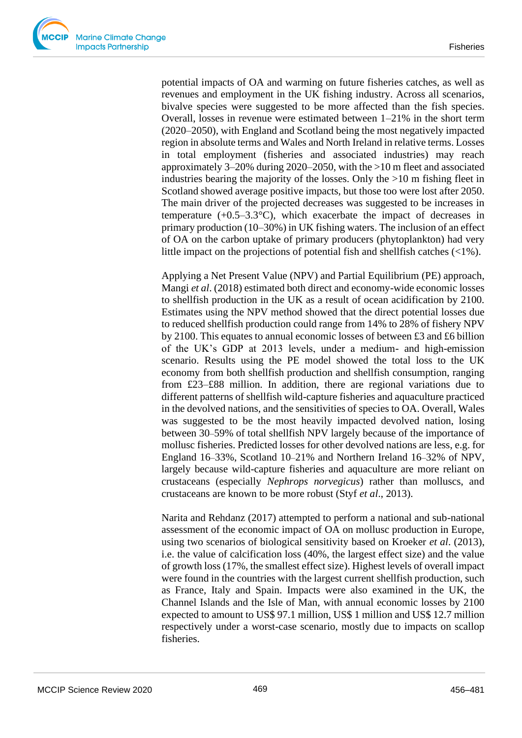potential impacts of OA and warming on future fisheries catches, as well as revenues and employment in the UK fishing industry. Across all scenarios, bivalve species were suggested to be more affected than the fish species. Overall, losses in revenue were estimated between 1–21% in the short term (2020–2050), with England and Scotland being the most negatively impacted region in absolute terms and Wales and North Ireland in relative terms. Losses in total employment (fisheries and associated industries) may reach approximately 3–20% during 2020–2050, with the >10 m fleet and associated industries bearing the majority of the losses. Only the >10 m fishing fleet in Scotland showed average positive impacts, but those too were lost after 2050. The main driver of the projected decreases was suggested to be increases in temperature (+0.5–3.3°C), which exacerbate the impact of decreases in primary production (10–30%) in UK fishing waters. The inclusion of an effect of OA on the carbon uptake of primary producers (phytoplankton) had very little impact on the projections of potential fish and shellfish catches (<1%).

Applying a Net Present Value (NPV) and Partial Equilibrium (PE) approach, Mangi *et al*. (2018) estimated both direct and economy-wide economic losses to shellfish production in the UK as a result of ocean acidification by 2100. Estimates using the NPV method showed that the direct potential losses due to reduced shellfish production could range from 14% to 28% of fishery NPV by 2100. This equates to annual economic losses of between £3 and £6 billion of the UK's GDP at 2013 levels, under a medium- and high-emission scenario. Results using the PE model showed the total loss to the UK economy from both shellfish production and shellfish consumption, ranging from £23–£88 million. In addition, there are regional variations due to different patterns of shellfish wild-capture fisheries and aquaculture practiced in the devolved nations, and the sensitivities of species to OA. Overall, Wales was suggested to be the most heavily impacted devolved nation, losing between 30–59% of total shellfish NPV largely because of the importance of mollusc fisheries. Predicted losses for other devolved nations are less, e.g. for England 16–33%, Scotland 10–21% and Northern Ireland 16–32% of NPV, largely because wild-capture fisheries and aquaculture are more reliant on crustaceans (especially *Nephrops norvegicus*) rather than molluscs, and crustaceans are known to be more robust (Styf *et al*., 2013).

Narita and Rehdanz (2017) attempted to perform a national and sub-national assessment of the economic impact of OA on mollusc production in Europe, using two scenarios of biological sensitivity based on Kroeker *et al*. (2013), i.e. the value of calcification loss (40%, the largest effect size) and the value of growth loss (17%, the smallest effect size). Highest levels of overall impact were found in the countries with the largest current shellfish production, such as France, Italy and Spain. Impacts were also examined in the UK, the Channel Islands and the Isle of Man, with annual economic losses by 2100 expected to amount to US$ 97.1 million, US$ 1 million and US$ 12.7 million respectively under a worst-case scenario, mostly due to impacts on scallop fisheries.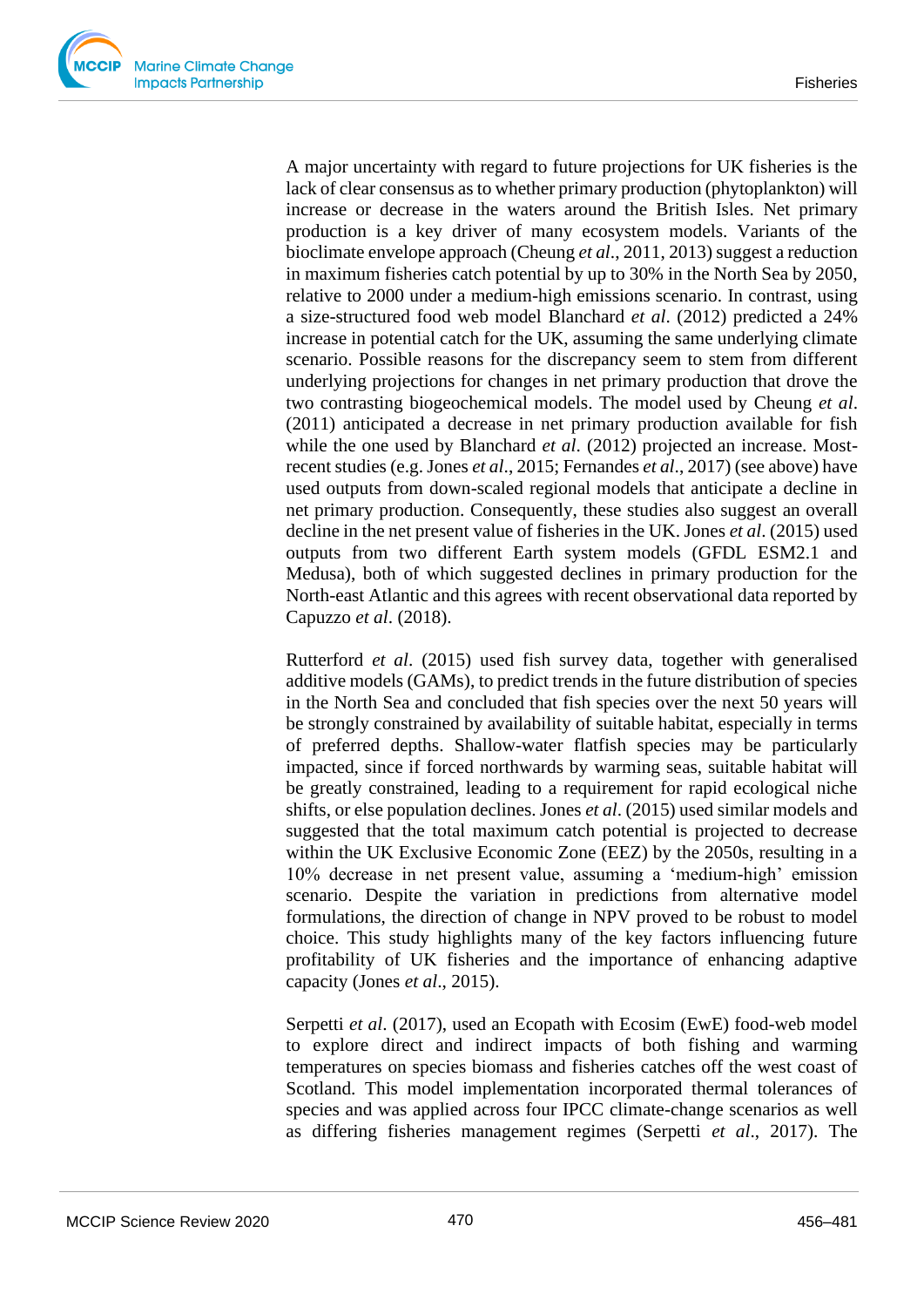A major uncertainty with regard to future projections for UK fisheries is the lack of clear consensus as to whether primary production (phytoplankton) will increase or decrease in the waters around the British Isles. Net primary production is a key driver of many ecosystem models. Variants of the bioclimate envelope approach (Cheung *et al*., 2011, 2013) suggest a reduction in maximum fisheries catch potential by up to 30% in the North Sea by 2050, relative to 2000 under a medium-high emissions scenario. In contrast, using a size-structured food web model Blanchard *et al*. (2012) predicted a 24% increase in potential catch for the UK, assuming the same underlying climate scenario. Possible reasons for the discrepancy seem to stem from different underlying projections for changes in net primary production that drove the two contrasting biogeochemical models. The model used by Cheung *et al*. (2011) anticipated a decrease in net primary production available for fish while the one used by Blanchard *et al*. (2012) projected an increase. Most-recent studies (e.g. Jones *et al*., 2015; Fernandes *et al*., 2017) (see above) have used outputs from down-scaled regional models that anticipate a decline in net primary production. Consequently, these studies also suggest an overall decline in the net present value of fisheries in the UK. Jones *et al*. (2015) used outputs from two different Earth system models (GFDL ESM2.1 and Medusa), both of which suggested declines in primary production for the North-east Atlantic and this agrees with recent observational data reported by Capuzzo *et al*. (2018).

Rutterford *et al*. (2015) used fish survey data, together with generalised additive models (GAMs), to predict trends in the future distribution of species in the North Sea and concluded that fish species over the next 50 years will be strongly constrained by availability of suitable habitat, especially in terms of preferred depths. Shallow-water flatfish species may be particularly impacted, since if forced northwards by warming seas, suitable habitat will be greatly constrained, leading to a requirement for rapid ecological niche shifts, or else population declines. Jones *et al*. (2015) used similar models and suggested that the total maximum catch potential is projected to decrease within the UK Exclusive Economic Zone (EEZ) by the 2050s, resulting in a 10% decrease in net present value, assuming a 'medium-high' emission scenario. Despite the variation in predictions from alternative model formulations, the direction of change in NPV proved to be robust to model choice. This study highlights many of the key factors influencing future profitability of UK fisheries and the importance of enhancing adaptive capacity (Jones *et al*., 2015).

Serpetti *et al*. (2017), used an Ecopath with Ecosim (EwE) food-web model to explore direct and indirect impacts of both fishing and warming temperatures on species biomass and fisheries catches off the west coast of Scotland. This model implementation incorporated thermal tolerances of species and was applied across four IPCC climate-change scenarios as well as differing fisheries management regimes (Serpetti *et al*., 2017). The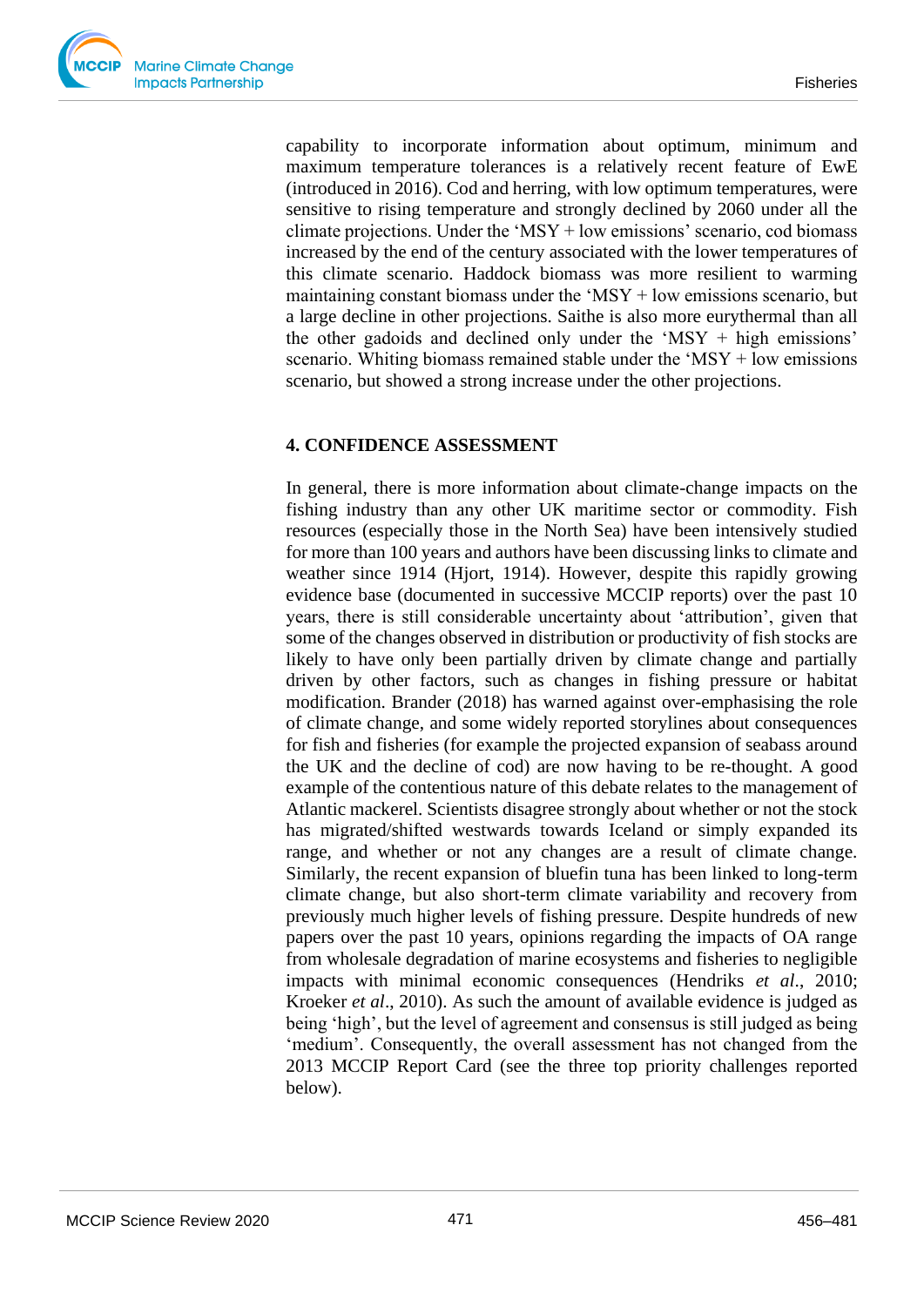capability to incorporate information about optimum, minimum and maximum temperature tolerances is a relatively recent feature of EwE (introduced in 2016). Cod and herring, with low optimum temperatures, were sensitive to rising temperature and strongly declined by 2060 under all the climate projections. Under the 'MSY + low emissions' scenario, cod biomass increased by the end of the century associated with the lower temperatures of this climate scenario. Haddock biomass was more resilient to warming maintaining constant biomass under the 'MSY + low emissions scenario, but a large decline in other projections. Saithe is also more eurythermal than all the other gadoids and declined only under the 'MSY + high emissions' scenario. Whiting biomass remained stable under the 'MSY + low emissions scenario, but showed a strong increase under the other projections.

## 4. CONFIDENCE ASSESSMENT

In general, there is more information about climate-change impacts on the fishing industry than any other UK maritime sector or commodity. Fish resources (especially those in the North Sea) have been intensively studied for more than 100 years and authors have been discussing links to climate and weather since 1914 (Hjort, 1914). However, despite this rapidly growing evidence base (documented in successive MCCIP reports) over the past 10 years, there is still considerable uncertainty about 'attribution', given that some of the changes observed in distribution or productivity of fish stocks are likely to have only been partially driven by climate change and partially driven by other factors, such as changes in fishing pressure or habitat modification. Brander (2018) has warned against over-emphasising the role of climate change, and some widely reported storylines about consequences for fish and fisheries (for example the projected expansion of seabass around the UK and the decline of cod) are now having to be re-thought. A good example of the contentious nature of this debate relates to the management of Atlantic mackerel. Scientists disagree strongly about whether or not the stock has migrated/shifted westwards towards Iceland or simply expanded its range, and whether or not any changes are a result of climate change. Similarly, the recent expansion of bluefin tuna has been linked to long-term climate change, but also short-term climate variability and recovery from previously much higher levels of fishing pressure. Despite hundreds of new papers over the past 10 years, opinions regarding the impacts of OA range from wholesale degradation of marine ecosystems and fisheries to negligible impacts with minimal economic consequences (Hendriks *et al*., 2010; Kroeker *et al*., 2010). As such the amount of available evidence is judged as being 'high', but the level of agreement and consensus is still judged as being 'medium'. Consequently, the overall assessment has not changed from the 2013 MCCIP Report Card (see the three top priority challenges reported below).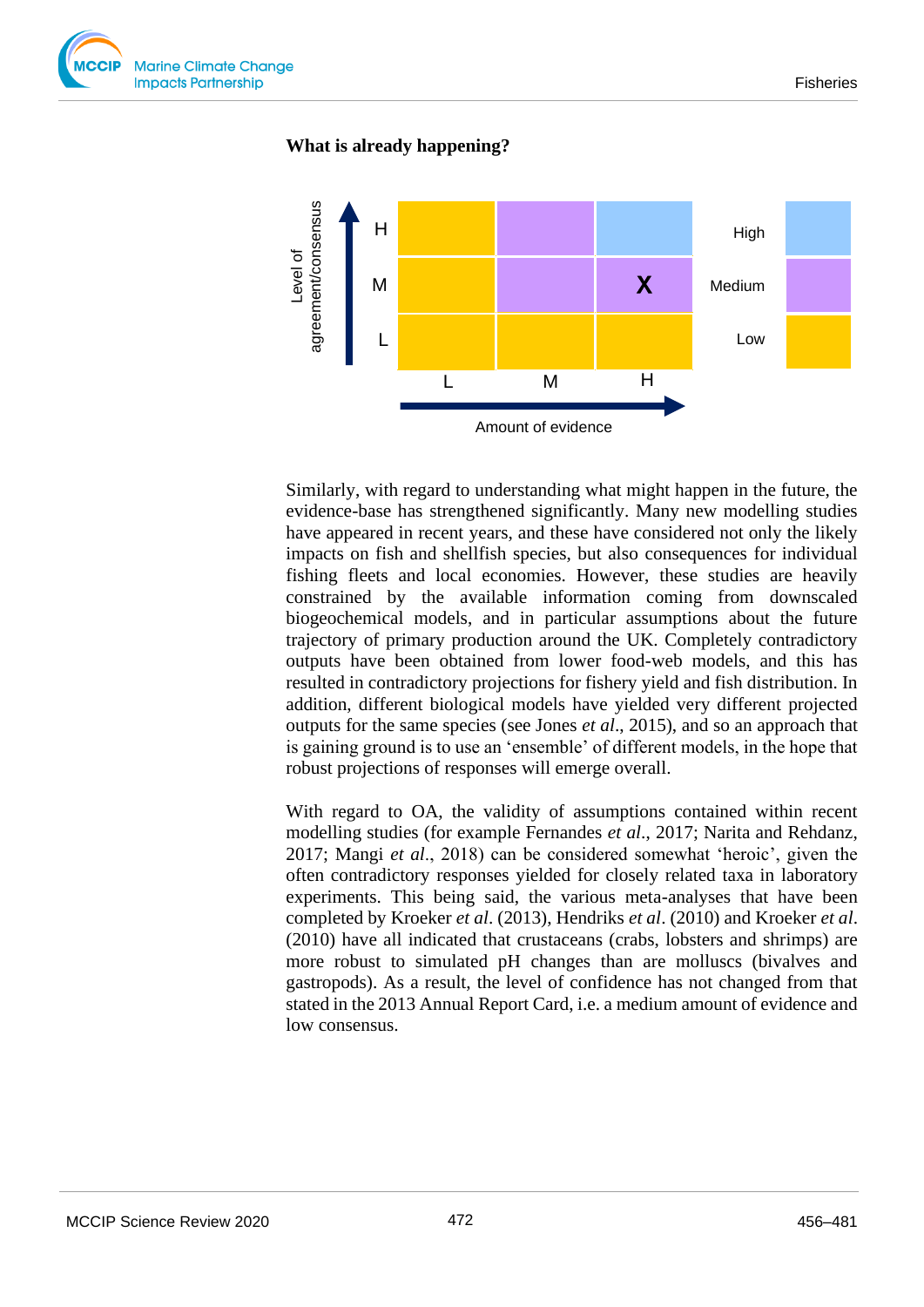**What is already happening?**

| Level of agreement/consensus | L | M | H |
|---|---|---|---|
| H | | | |
| M | | | X |
| L | | | |

Amount of evidence

Legend: High / Medium / Low

Similarly, with regard to understanding what might happen in the future, the evidence-base has strengthened significantly. Many new modelling studies have appeared in recent years, and these have considered not only the likely impacts on fish and shellfish species, but also consequences for individual fishing fleets and local economies. However, these studies are heavily constrained by the available information coming from downscaled biogeochemical models, and in particular assumptions about the future trajectory of primary production around the UK. Completely contradictory outputs have been obtained from lower food-web models, and this has resulted in contradictory projections for fishery yield and fish distribution. In addition, different biological models have yielded very different projected outputs for the same species (see Jones *et al*., 2015), and so an approach that is gaining ground is to use an 'ensemble' of different models, in the hope that robust projections of responses will emerge overall.

With regard to OA, the validity of assumptions contained within recent modelling studies (for example Fernandes *et al*., 2017; Narita and Rehdanz, 2017; Mangi *et al*., 2018) can be considered somewhat 'heroic', given the often contradictory responses yielded for closely related taxa in laboratory experiments. This being said, the various meta-analyses that have been completed by Kroeker *et al*. (2013), Hendriks *et al*. (2010) and Kroeker *et al*. (2010) have all indicated that crustaceans (crabs, lobsters and shrimps) are more robust to simulated pH changes than are molluscs (bivalves and gastropods). As a result, the level of confidence has not changed from that stated in the 2013 Annual Report Card, i.e. a medium amount of evidence and low consensus.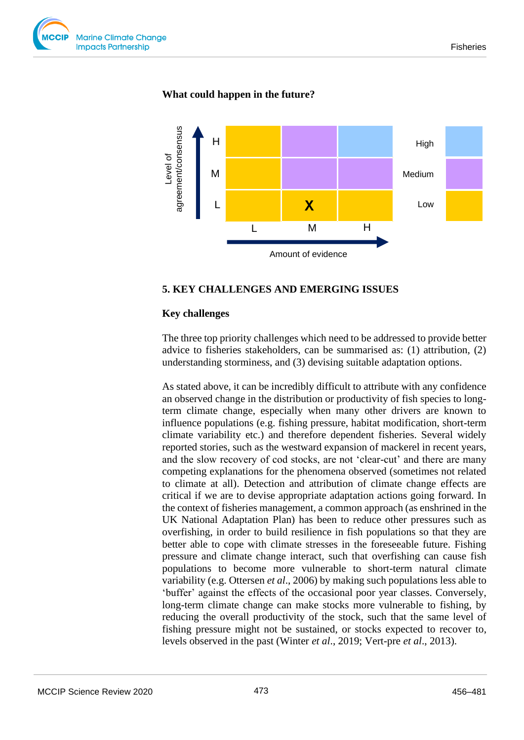**What could happen in the future?**

| Level of agreement/consensus | L | M | H |
|---|---|---|---|
| H | | | |
| M | | | |
| L | | X | |

Amount of evidence

High / Medium / Low

## 5. KEY CHALLENGES AND EMERGING ISSUES

### Key challenges

The three top priority challenges which need to be addressed to provide better advice to fisheries stakeholders, can be summarised as: (1) attribution, (2) understanding storminess, and (3) devising suitable adaptation options.

As stated above, it can be incredibly difficult to attribute with any confidence an observed change in the distribution or productivity of fish species to long-term climate change, especially when many other drivers are known to influence populations (e.g. fishing pressure, habitat modification, short-term climate variability etc.) and therefore dependent fisheries. Several widely reported stories, such as the westward expansion of mackerel in recent years, and the slow recovery of cod stocks, are not 'clear-cut' and there are many competing explanations for the phenomena observed (sometimes not related to climate at all). Detection and attribution of climate change effects are critical if we are to devise appropriate adaptation actions going forward. In the context of fisheries management, a common approach (as enshrined in the UK National Adaptation Plan) has been to reduce other pressures such as overfishing, in order to build resilience in fish populations so that they are better able to cope with climate stresses in the foreseeable future. Fishing pressure and climate change interact, such that overfishing can cause fish populations to become more vulnerable to short-term natural climate variability (e.g. Ottersen *et al*., 2006) by making such populations less able to 'buffer' against the effects of the occasional poor year classes. Conversely, long-term climate change can make stocks more vulnerable to fishing, by reducing the overall productivity of the stock, such that the same level of fishing pressure might not be sustained, or stocks expected to recover to, levels observed in the past (Winter *et al*., 2019; Vert-pre *et al*., 2013).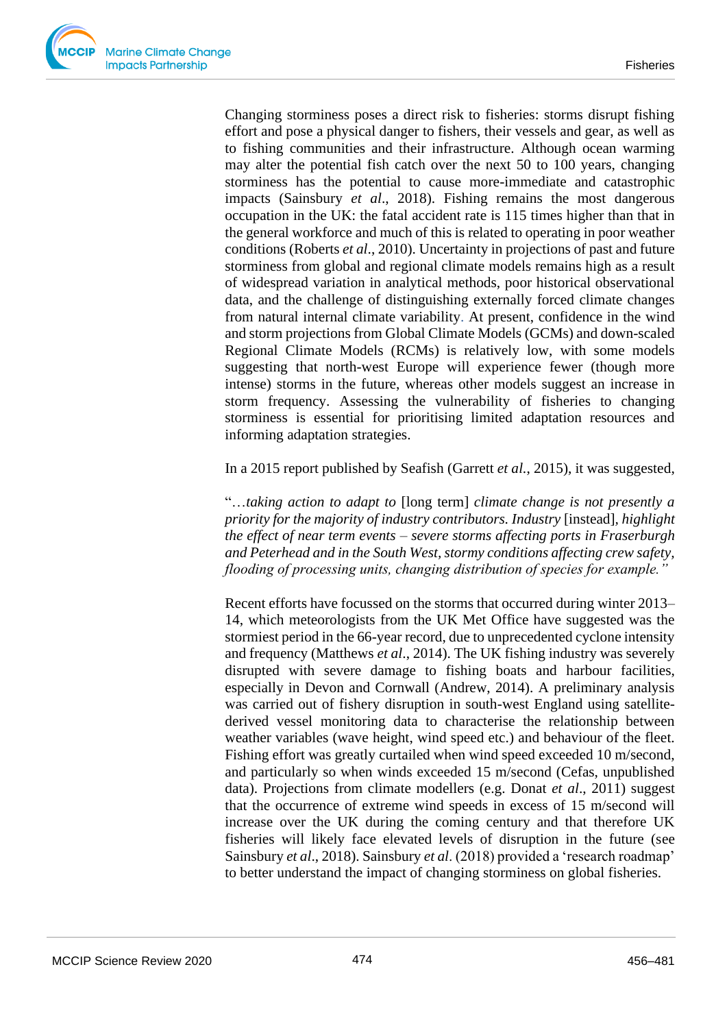Changing storminess poses a direct risk to fisheries: storms disrupt fishing effort and pose a physical danger to fishers, their vessels and gear, as well as to fishing communities and their infrastructure. Although ocean warming may alter the potential fish catch over the next 50 to 100 years, changing storminess has the potential to cause more-immediate and catastrophic impacts (Sainsbury *et al*., 2018). Fishing remains the most dangerous occupation in the UK: the fatal accident rate is 115 times higher than that in the general workforce and much of this is related to operating in poor weather conditions (Roberts *et al*., 2010). Uncertainty in projections of past and future storminess from global and regional climate models remains high as a result of widespread variation in analytical methods, poor historical observational data, and the challenge of distinguishing externally forced climate changes from natural internal climate variability. At present, confidence in the wind and storm projections from Global Climate Models (GCMs) and down-scaled Regional Climate Models (RCMs) is relatively low, with some models suggesting that north-west Europe will experience fewer (though more intense) storms in the future, whereas other models suggest an increase in storm frequency. Assessing the vulnerability of fisheries to changing storminess is essential for prioritising limited adaptation resources and informing adaptation strategies.

In a 2015 report published by Seafish (Garrett *et al*., 2015), it was suggested,

"…*taking action to adapt to* [long term] *climate change is not presently a priority for the majority of industry contributors. Industry* [instead], *highlight the effect of near term events – severe storms affecting ports in Fraserburgh and Peterhead and in the South West, stormy conditions affecting crew safety, flooding of processing units, changing distribution of species for example.*"

Recent efforts have focussed on the storms that occurred during winter 2013–14, which meteorologists from the UK Met Office have suggested was the stormiest period in the 66-year record, due to unprecedented cyclone intensity and frequency (Matthews *et al*., 2014). The UK fishing industry was severely disrupted with severe damage to fishing boats and harbour facilities, especially in Devon and Cornwall (Andrew, 2014). A preliminary analysis was carried out of fishery disruption in south-west England using satellite-derived vessel monitoring data to characterise the relationship between weather variables (wave height, wind speed etc.) and behaviour of the fleet. Fishing effort was greatly curtailed when wind speed exceeded 10 m/second, and particularly so when winds exceeded 15 m/second (Cefas, unpublished data). Projections from climate modellers (e.g. Donat *et al*., 2011) suggest that the occurrence of extreme wind speeds in excess of 15 m/second will increase over the UK during the coming century and that therefore UK fisheries will likely face elevated levels of disruption in the future (see Sainsbury *et al*., 2018). Sainsbury *et al*. (2018) provided a 'research roadmap' to better understand the impact of changing storminess on global fisheries.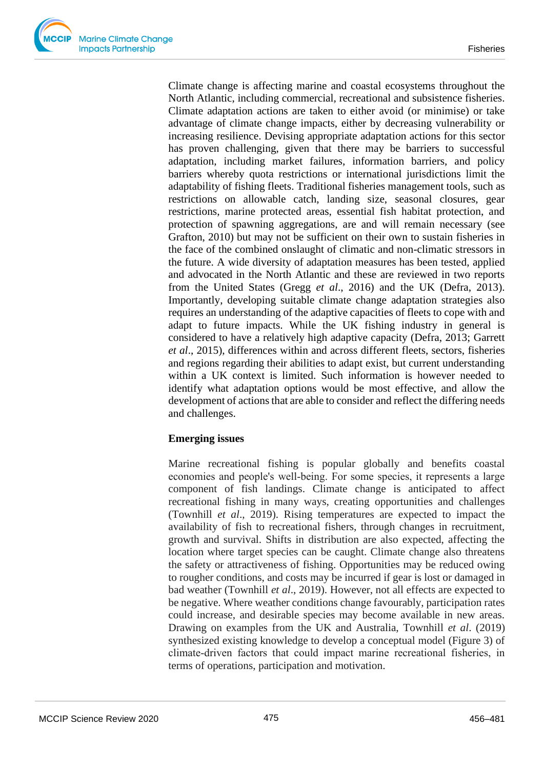Climate change is affecting marine and coastal ecosystems throughout the North Atlantic, including commercial, recreational and subsistence fisheries. Climate adaptation actions are taken to either avoid (or minimise) or take advantage of climate change impacts, either by decreasing vulnerability or increasing resilience. Devising appropriate adaptation actions for this sector has proven challenging, given that there may be barriers to successful adaptation, including market failures, information barriers, and policy barriers whereby quota restrictions or international jurisdictions limit the adaptability of fishing fleets. Traditional fisheries management tools, such as restrictions on allowable catch, landing size, seasonal closures, gear restrictions, marine protected areas, essential fish habitat protection, and protection of spawning aggregations, are and will remain necessary (see Grafton, 2010) but may not be sufficient on their own to sustain fisheries in the face of the combined onslaught of climatic and non-climatic stressors in the future. A wide diversity of adaptation measures has been tested, applied and advocated in the North Atlantic and these are reviewed in two reports from the United States (Gregg *et al*., 2016) and the UK (Defra, 2013). Importantly, developing suitable climate change adaptation strategies also requires an understanding of the adaptive capacities of fleets to cope with and adapt to future impacts. While the UK fishing industry in general is considered to have a relatively high adaptive capacity (Defra, 2013; Garrett *et al*., 2015), differences within and across different fleets, sectors, fisheries and regions regarding their abilities to adapt exist, but current understanding within a UK context is limited. Such information is however needed to identify what adaptation options would be most effective, and allow the development of actions that are able to consider and reflect the differing needs and challenges.

## Emerging issues

Marine recreational fishing is popular globally and benefits coastal economies and people's well-being. For some species, it represents a large component of fish landings. Climate change is anticipated to affect recreational fishing in many ways, creating opportunities and challenges (Townhill *et al*., 2019). Rising temperatures are expected to impact the availability of fish to recreational fishers, through changes in recruitment, growth and survival. Shifts in distribution are also expected, affecting the location where target species can be caught. Climate change also threatens the safety or attractiveness of fishing. Opportunities may be reduced owing to rougher conditions, and costs may be incurred if gear is lost or damaged in bad weather (Townhill *et al*., 2019). However, not all effects are expected to be negative. Where weather conditions change favourably, participation rates could increase, and desirable species may become available in new areas. Drawing on examples from the UK and Australia, Townhill *et al*. (2019) synthesized existing knowledge to develop a conceptual model (Figure 3) of climate-driven factors that could impact marine recreational fisheries, in terms of operations, participation and motivation.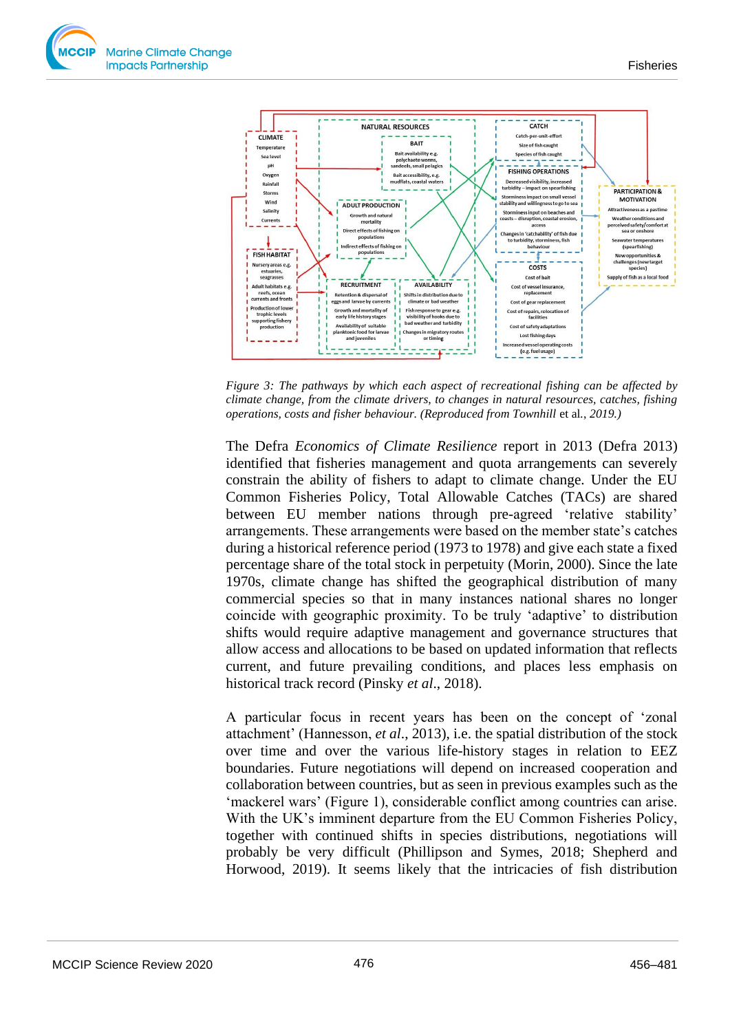*Figure 3: The pathways by which each aspect of recreational fishing can be affected by climate change, from the climate drivers, to changes in natural resources, catches, fishing operations, costs and fisher behaviour. (Reproduced from Townhill* et al.*, 2019.)*

The Defra *Economics of Climate Resilience* report in 2013 (Defra 2013) identified that fisheries management and quota arrangements can severely constrain the ability of fishers to adapt to climate change. Under the EU Common Fisheries Policy, Total Allowable Catches (TACs) are shared between EU member nations through pre-agreed 'relative stability' arrangements. These arrangements were based on the member state's catches during a historical reference period (1973 to 1978) and give each state a fixed percentage share of the total stock in perpetuity (Morin, 2000). Since the late 1970s, climate change has shifted the geographical distribution of many commercial species so that in many instances national shares no longer coincide with geographic proximity. To be truly 'adaptive' to distribution shifts would require adaptive management and governance structures that allow access and allocations to be based on updated information that reflects current, and future prevailing conditions, and places less emphasis on historical track record (Pinsky *et al*., 2018).

A particular focus in recent years has been on the concept of 'zonal attachment' (Hannesson, *et al*., 2013), i.e. the spatial distribution of the stock over time and over the various life-history stages in relation to EEZ boundaries. Future negotiations will depend on increased cooperation and collaboration between countries, but as seen in previous examples such as the 'mackerel wars' (Figure 1), considerable conflict among countries can arise. With the UK's imminent departure from the EU Common Fisheries Policy, together with continued shifts in species distributions, negotiations will probably be very difficult (Phillipson and Symes, 2018; Shepherd and Horwood, 2019). It seems likely that the intricacies of fish distribution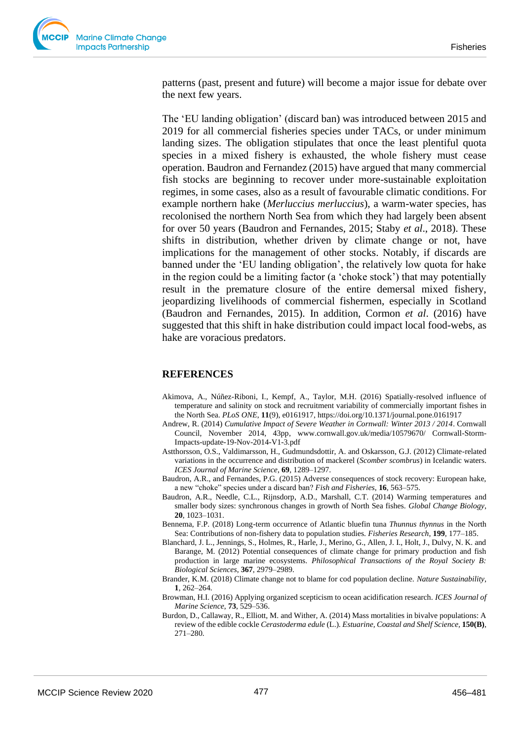patterns (past, present and future) will become a major issue for debate over the next few years.

The 'EU landing obligation' (discard ban) was introduced between 2015 and 2019 for all commercial fisheries species under TACs, or under minimum landing sizes. The obligation stipulates that once the least plentiful quota species in a mixed fishery is exhausted, the whole fishery must cease operation. Baudron and Fernandez (2015) have argued that many commercial fish stocks are beginning to recover under more-sustainable exploitation regimes, in some cases, also as a result of favourable climatic conditions. For example northern hake (*Merluccius merluccius*), a warm-water species, has recolonised the northern North Sea from which they had largely been absent for over 50 years (Baudron and Fernandes, 2015; Staby *et al*., 2018). These shifts in distribution, whether driven by climate change or not, have implications for the management of other stocks. Notably, if discards are banned under the 'EU landing obligation', the relatively low quota for hake in the region could be a limiting factor (a 'choke stock') that may potentially result in the premature closure of the entire demersal mixed fishery, jeopardizing livelihoods of commercial fishermen, especially in Scotland (Baudron and Fernandes, 2015). In addition, Cormon *et al*. (2016) have suggested that this shift in hake distribution could impact local food-webs, as hake are voracious predators.

## REFERENCES

Akimova, A., Núñez-Riboni, I., Kempf, A., Taylor, M.H. (2016) Spatially-resolved influence of temperature and salinity on stock and recruitment variability of commercially important fishes in the North Sea. *PLoS ONE*, **11**(9), e0161917, https://doi.org/10.1371/journal.pone.0161917

Andrew, R. (2014) *Cumulative Impact of Severe Weather in Cornwall: Winter 2013 / 2014*. Cornwall Council, November 2014, 43pp, www.cornwall.gov.uk/media/10579670/ Cornwall-Storm-Impacts-update-19-Nov-2014-V1-3.pdf

Astthorsson, O.S., Valdimarsson, H., Gudmundsdottir, A. and Oskarsson, G.J. (2012) Climate-related variations in the occurrence and distribution of mackerel (*Scomber scombrus*) in Icelandic waters. *ICES Journal of Marine Science*, **69**, 1289–1297.

Baudron, A.R., and Fernandes, P.G. (2015) Adverse consequences of stock recovery: European hake, a new "choke" species under a discard ban? *Fish and Fisheries*, **16**, 563–575.

Baudron, A.R., Needle, C.L., Rijnsdorp, A.D., Marshall, C.T. (2014) Warming temperatures and smaller body sizes: synchronous changes in growth of North Sea fishes. *Global Change Biology*, **20**, 1023–1031.

Bennema, F.P. (2018) Long-term occurrence of Atlantic bluefin tuna *Thunnus thynnus* in the North Sea: Contributions of non-fishery data to population studies. *Fisheries Research*, **199**, 177–185.

Blanchard, J. L., Jennings, S., Holmes, R., Harle, J., Merino, G., Allen, J. I., Holt, J., Dulvy, N. K. and Barange, M. (2012) Potential consequences of climate change for primary production and fish production in large marine ecosystems. *Philosophical Transactions of the Royal Society B: Biological Sciences*, **367**, 2979–2989.

Brander, K.M. (2018) Climate change not to blame for cod population decline. *Nature Sustainability*, **1**, 262–264.

Browman, H.I. (2016) Applying organized scepticism to ocean acidification research. *ICES Journal of Marine Science*, **73**, 529–536.

Burdon, D., Callaway, R., Elliott, M. and Wither, A. (2014) Mass mortalities in bivalve populations: A review of the edible cockle *Cerastoderma edule* (L.). *Estuarine, Coastal and Shelf Science*, **150(B)**, 271–280.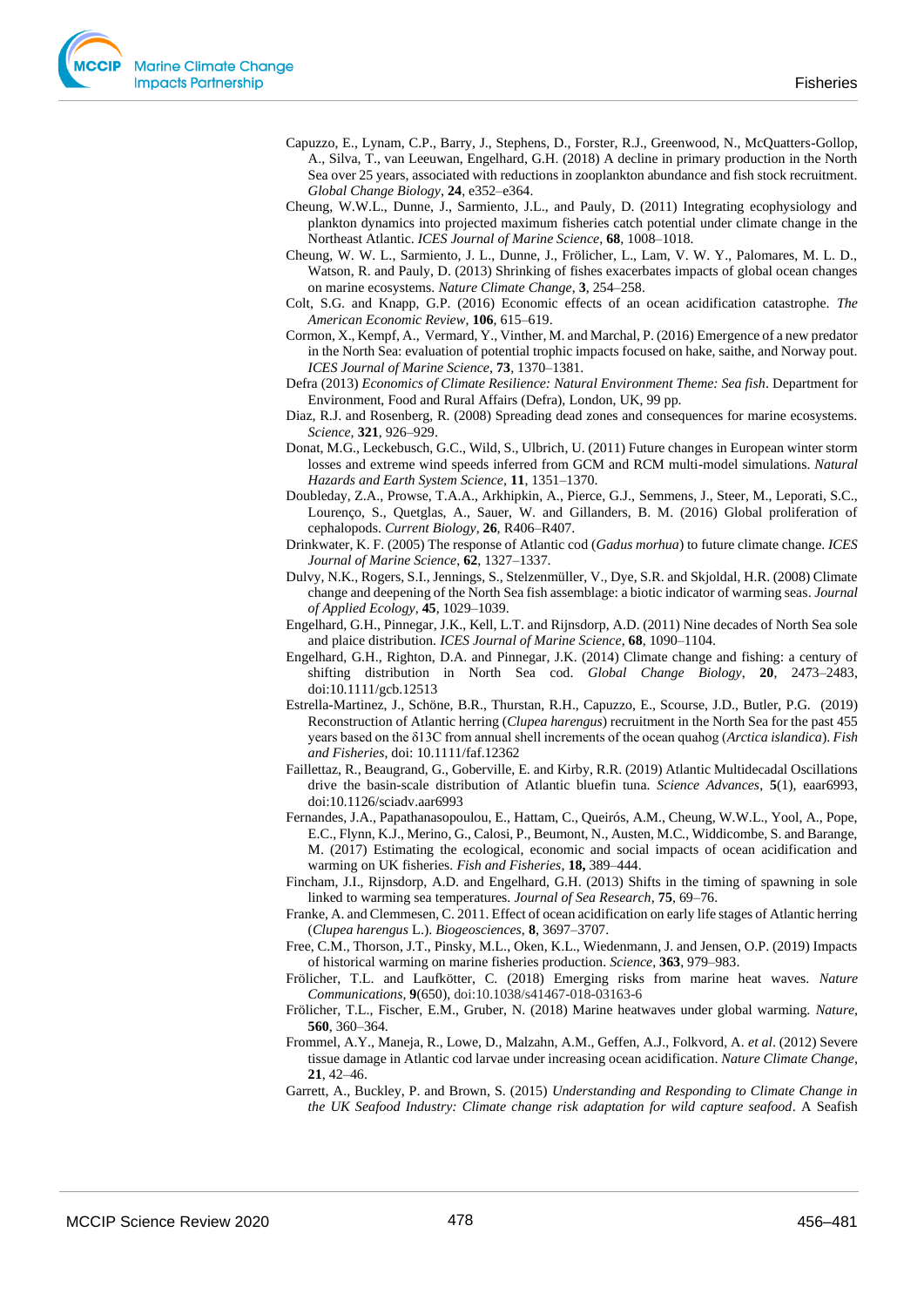Capuzzo, E., Lynam, C.P., Barry, J., Stephens, D., Forster, R.J., Greenwood, N., McQuatters-Gollop, A., Silva, T., van Leeuwan, Engelhard, G.H. (2018) A decline in primary production in the North Sea over 25 years, associated with reductions in zooplankton abundance and fish stock recruitment. *Global Change Biology*, **24**, e352–e364.

Cheung, W.W.L., Dunne, J., Sarmiento, J.L., and Pauly, D. (2011) Integrating ecophysiology and plankton dynamics into projected maximum fisheries catch potential under climate change in the Northeast Atlantic. *ICES Journal of Marine Science*, **68**, 1008–1018.

Cheung, W. W. L., Sarmiento, J. L., Dunne, J., Frölicher, L., Lam, V. W. Y., Palomares, M. L. D., Watson, R. and Pauly, D. (2013) Shrinking of fishes exacerbates impacts of global ocean changes on marine ecosystems. *Nature Climate Change*, **3**, 254–258.

Colt, S.G. and Knapp, G.P. (2016) Economic effects of an ocean acidification catastrophe. *The American Economic Review*, **106**, 615–619.

Cormon, X., Kempf, A., Vermard, Y., Vinther, M. and Marchal, P. (2016) Emergence of a new predator in the North Sea: evaluation of potential trophic impacts focused on hake, saithe, and Norway pout. *ICES Journal of Marine Science*, **73**, 1370–1381.

Defra (2013) *Economics of Climate Resilience: Natural Environment Theme: Sea fish*. Department for Environment, Food and Rural Affairs (Defra), London, UK, 99 pp.

Diaz, R.J. and Rosenberg, R. (2008) Spreading dead zones and consequences for marine ecosystems. *Science*, **321**, 926–929.

Donat, M.G., Leckebusch, G.C., Wild, S., Ulbrich, U. (2011) Future changes in European winter storm losses and extreme wind speeds inferred from GCM and RCM multi-model simulations. *Natural Hazards and Earth System Science*, **11**, 1351–1370.

Doubleday, Z.A., Prowse, T.A.A., Arkhipkin, A., Pierce, G.J., Semmens, J., Steer, M., Leporati, S.C., Lourenço, S., Quetglas, A., Sauer, W. and Gillanders, B. M. (2016) Global proliferation of cephalopods. *Current Biology*, **26**, R406–R407.

Drinkwater, K. F. (2005) The response of Atlantic cod (*Gadus morhua*) to future climate change. *ICES Journal of Marine Science*, **62**, 1327–1337.

Dulvy, N.K., Rogers, S.I., Jennings, S., Stelzenmüller, V., Dye, S.R. and Skjoldal, H.R. (2008) Climate change and deepening of the North Sea fish assemblage: a biotic indicator of warming seas. *Journal of Applied Ecology*, **45**, 1029–1039.

Engelhard, G.H., Pinnegar, J.K., Kell, L.T. and Rijnsdorp, A.D. (2011) Nine decades of North Sea sole and plaice distribution. *ICES Journal of Marine Science*, **68**, 1090–1104.

Engelhard, G.H., Righton, D.A. and Pinnegar, J.K. (2014) Climate change and fishing: a century of shifting distribution in North Sea cod. *Global Change Biology*, **20**, 2473–2483, doi:10.1111/gcb.12513

Estrella-Martinez, J., Schöne, B.R., Thurstan, R.H., Capuzzo, E., Scourse, J.D., Butler, P.G. (2019) Reconstruction of Atlantic herring (*Clupea harengus*) recruitment in the North Sea for the past 455 years based on the δ13C from annual shell increments of the ocean quahog (*Arctica islandica*). *Fish and Fisheries*, doi: 10.1111/faf.12362

Faillettaz, R., Beaugrand, G., Goberville, E. and Kirby, R.R. (2019) Atlantic Multidecadal Oscillations drive the basin-scale distribution of Atlantic bluefin tuna. *Science Advances*, **5**(1), eaar6993, doi:10.1126/sciadv.aar6993

Fernandes, J.A., Papathanasopoulou, E., Hattam, C., Queirós, A.M., Cheung, W.W.L., Yool, A., Pope, E.C., Flynn, K.J., Merino, G., Calosi, P., Beumont, N., Austen, M.C., Widdicombe, S. and Barange, M. (2017) Estimating the ecological, economic and social impacts of ocean acidification and warming on UK fisheries. *Fish and Fisheries*, **18,** 389–444.

Fincham, J.I., Rijnsdorp, A.D. and Engelhard, G.H. (2013) Shifts in the timing of spawning in sole linked to warming sea temperatures. *Journal of Sea Research*, **75**, 69–76.

Franke, A. and Clemmesen, C. 2011. Effect of ocean acidification on early life stages of Atlantic herring (*Clupea harengus* L.). *Biogeosciences*, **8**, 3697–3707.

Free, C.M., Thorson, J.T., Pinsky, M.L., Oken, K.L., Wiedenmann, J. and Jensen, O.P. (2019) Impacts of historical warming on marine fisheries production. *Science*, **363**, 979–983.

Frölicher, T.L. and Laufkötter, C. (2018) Emerging risks from marine heat waves. *Nature Communications*, **9**(650), doi:10.1038/s41467-018-03163-6

Frölicher, T.L., Fischer, E.M., Gruber, N. (2018) Marine heatwaves under global warming. *Nature*, **560**, 360–364.

Frommel, A.Y., Maneja, R., Lowe, D., Malzahn, A.M., Geffen, A.J., Folkvord, A. *et al*. (2012) Severe tissue damage in Atlantic cod larvae under increasing ocean acidification. *Nature Climate Change*, **21**, 42–46.

Garrett, A., Buckley, P. and Brown, S. (2015) *Understanding and Responding to Climate Change in the UK Seafood Industry: Climate change risk adaptation for wild capture seafood*. A Seafish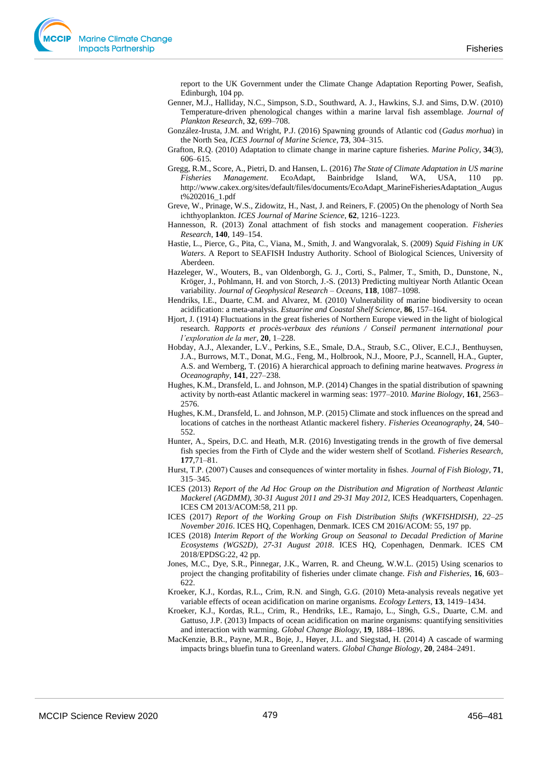report to the UK Government under the Climate Change Adaptation Reporting Power, Seafish, Edinburgh, 104 pp.

Genner, M.J., Halliday, N.C., Simpson, S.D., Southward, A. J., Hawkins, S.J. and Sims, D.W. (2010) Temperature-driven phenological changes within a marine larval fish assemblage. *Journal of Plankton Research*, **32**, 699–708.

González-Irusta, J.M. and Wright, P.J. (2016) Spawning grounds of Atlantic cod (*Gadus morhua*) in the North Sea, *ICES Journal of Marine Science*, **73**, 304–315.

Grafton, R.Q. (2010) Adaptation to climate change in marine capture fisheries. *Marine Policy*, **34**(3), 606–615.

Gregg, R.M., Score, A., Pietri, D. and Hansen, L. (2016) *The State of Climate Adaptation in US marine Fisheries Management*. EcoAdapt, Bainbridge Island, WA, USA, 110 pp. http://www.cakex.org/sites/default/files/documents/EcoAdapt_MarineFisheriesAdaptation_August%202016_1.pdf

Greve, W., Prinage, W.S., Zidowitz, H., Nast, J. and Reiners, F. (2005) On the phenology of North Sea ichthyoplankton. *ICES Journal of Marine Science*, **62**, 1216–1223.

Hannesson, R. (2013) Zonal attachment of fish stocks and management cooperation. *Fisheries Research*, **140**, 149–154.

Hastie, L., Pierce, G., Pita, C., Viana, M., Smith, J. and Wangvoralak, S. (2009) *Squid Fishing in UK Waters*. A Report to SEAFISH Industry Authority. School of Biological Sciences, University of Aberdeen.

Hazeleger, W., Wouters, B., van Oldenborgh, G. J., Corti, S., Palmer, T., Smith, D., Dunstone, N., Kröger, J., Pohlmann, H. and von Storch, J.-S. (2013) Predicting multiyear North Atlantic Ocean variability. *Journal of Geophysical Research – Oceans*, **118**, 1087–1098.

Hendriks, I.E., Duarte, C.M. and Alvarez, M. (2010) Vulnerability of marine biodiversity to ocean acidification: a meta-analysis. *Estuarine and Coastal Shelf Science*, **86**, 157–164.

Hjort, J. (1914) Fluctuations in the great fisheries of Northern Europe viewed in the light of biological research. *Rapports et procès-verbaux des réunions / Conseil permanent international pour l'exploration de la mer*, **20**, 1–228.

Hobday, A.J., Alexander, L.V., Perkins, S.E., Smale, D.A., Straub, S.C., Oliver, E.C.J., Benthuysen, J.A., Burrows, M.T., Donat, M.G., Feng, M., Holbrook, N.J., Moore, P.J., Scannell, H.A., Gupter, A.S. and Wernberg, T. (2016) A hierarchical approach to defining marine heatwaves. *Progress in Oceanography*, **141**, 227–238.

Hughes, K.M., Dransfeld, L. and Johnson, M.P. (2014) Changes in the spatial distribution of spawning activity by north-east Atlantic mackerel in warming seas: 1977–2010. *Marine Biology*, **161**, 2563–2576.

Hughes, K.M., Dransfeld, L. and Johnson, M.P. (2015) Climate and stock influences on the spread and locations of catches in the northeast Atlantic mackerel fishery. *Fisheries Oceanography*, **24**, 540–552.

Hunter, A., Speirs, D.C. and Heath, M.R. (2016) Investigating trends in the growth of five demersal fish species from the Firth of Clyde and the wider western shelf of Scotland. *Fisheries Research*, **177**,71–81.

Hurst, T.P. (2007) Causes and consequences of winter mortality in fishes. *Journal of Fish Biology*, **71**, 315–345.

ICES (2013) *Report of the Ad Hoc Group on the Distribution and Migration of Northeast Atlantic Mackerel (AGDMM), 30-31 August 2011 and 29-31 May 2012*, ICES Headquarters, Copenhagen. ICES CM 2013/ACOM:58, 211 pp.

ICES (2017) *Report of the Working Group on Fish Distribution Shifts (WKFISHDISH), 22–25 November 2016*. ICES HQ, Copenhagen, Denmark. ICES CM 2016/ACOM: 55, 197 pp.

ICES (2018) *Interim Report of the Working Group on Seasonal to Decadal Prediction of Marine Ecosystems (WGS2D), 27-31 August 2018*. ICES HQ, Copenhagen, Denmark. ICES CM 2018/EPDSG:22, 42 pp.

Jones, M.C., Dye, S.R., Pinnegar, J.K., Warren, R. and Cheung, W.W.L. (2015) Using scenarios to project the changing profitability of fisheries under climate change. *Fish and Fisheries*, **16**, 603–622.

Kroeker, K.J., Kordas, R.L., Crim, R.N. and Singh, G.G. (2010) Meta-analysis reveals negative yet variable effects of ocean acidification on marine organisms. *Ecology Letters*, **13**, 1419–1434.

Kroeker, K.J., Kordas, R.L., Crim, R., Hendriks, I.E., Ramajo, L., Singh, G.S., Duarte, C.M. and Gattuso, J.P. (2013) Impacts of ocean acidification on marine organisms: quantifying sensitivities and interaction with warming. *Global Change Biology*, **19**, 1884–1896.

MacKenzie, B.R., Payne, M.R., Boje, J., Høyer, J.L. and Siegstad, H. (2014) A cascade of warming impacts brings bluefin tuna to Greenland waters. *Global Change Biology*, **20**, 2484–2491.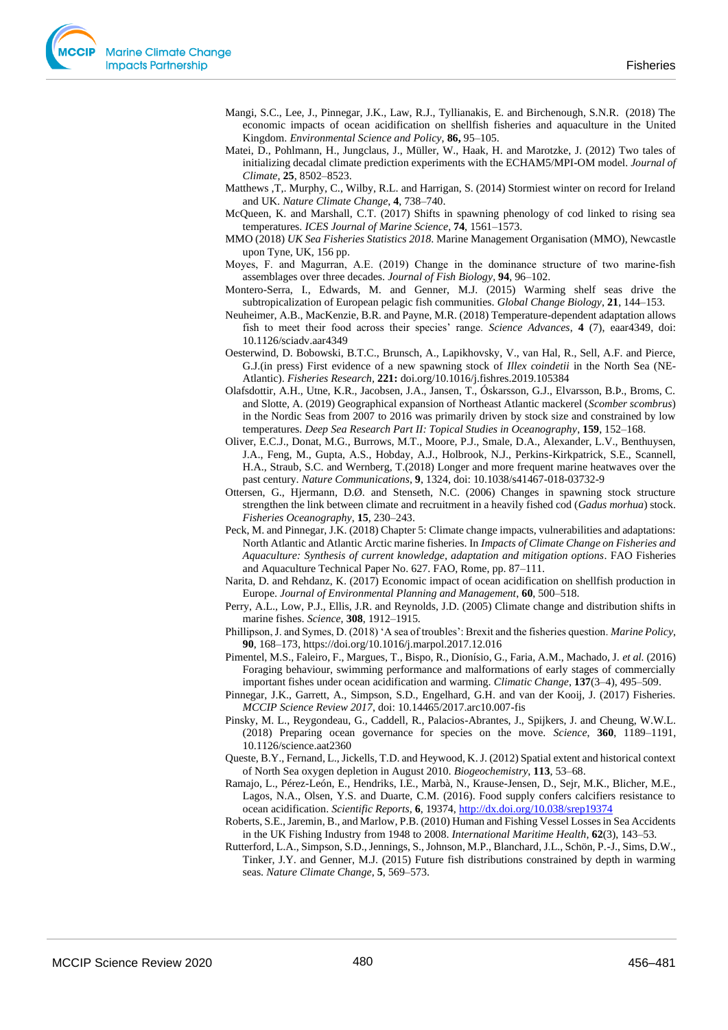Mangi, S.C., Lee, J., Pinnegar, J.K., Law, R.J., Tyllianakis, E. and Birchenough, S.N.R. (2018) The economic impacts of ocean acidification on shellfish fisheries and aquaculture in the United Kingdom. *Environmental Science and Policy*, **86,** 95–105.

Matei, D., Pohlmann, H., Jungclaus, J., Müller, W., Haak, H. and Marotzke, J. (2012) Two tales of initializing decadal climate prediction experiments with the ECHAM5/MPI-OM model. *Journal of Climate*, **25**, 8502–8523.

Matthews ,T,. Murphy, C., Wilby, R.L. and Harrigan, S. (2014) Stormiest winter on record for Ireland and UK. *Nature Climate Change*, **4**, 738–740.

McQueen, K. and Marshall, C.T. (2017) Shifts in spawning phenology of cod linked to rising sea temperatures. *ICES Journal of Marine Science*, **74**, 1561–1573.

MMO (2018) *UK Sea Fisheries Statistics 2018*. Marine Management Organisation (MMO), Newcastle upon Tyne, UK, 156 pp.

Moyes, F. and Magurran, A.E. (2019) Change in the dominance structure of two marine-fish assemblages over three decades. *Journal of Fish Biology*, **94**, 96–102.

Montero-Serra, I., Edwards, M. and Genner, M.J. (2015) Warming shelf seas drive the subtropicalization of European pelagic fish communities. *Global Change Biology*, **21**, 144–153.

Neuheimer, A.B., MacKenzie, B.R. and Payne, M.R. (2018) Temperature-dependent adaptation allows fish to meet their food across their species' range. *Science Advances*, **4** (7), eaar4349, doi: 10.1126/sciadv.aar4349

Oesterwind, D. Bobowski, B.T.C., Brunsch, A., Lapikhovsky, V., van Hal, R., Sell, A.F. and Pierce, G.J.(in press) First evidence of a new spawning stock of *Illex coindetii* in the North Sea (NE-Atlantic). *Fisheries Research*, **221:** doi.org/10.1016/j.fishres.2019.105384

Olafsdottir, A.H., Utne, K.R., Jacobsen, J.A., Jansen, T., Óskarsson, G.J., Elvarsson, B.Þ., Broms, C. and Slotte, A. (2019) Geographical expansion of Northeast Atlantic mackerel (*Scomber scombrus*) in the Nordic Seas from 2007 to 2016 was primarily driven by stock size and constrained by low temperatures. *Deep Sea Research Part II: Topical Studies in Oceanography*, **159**, 152–168.

Oliver, E.C.J., Donat, M.G., Burrows, M.T., Moore, P.J., Smale, D.A., Alexander, L.V., Benthuysen, J.A., Feng, M., Gupta, A.S., Hobday, A.J., Holbrook, N.J., Perkins-Kirkpatrick, S.E., Scannell, H.A., Straub, S.C. and Wernberg, T.(2018) Longer and more frequent marine heatwaves over the past century. *Nature Communications*, **9**, 1324, doi: 10.1038/s41467-018-03732-9

Ottersen, G., Hjermann, D.Ø. and Stenseth, N.C. (2006) Changes in spawning stock structure strengthen the link between climate and recruitment in a heavily fished cod (*Gadus morhua*) stock. *Fisheries Oceanography*, **15**, 230–243.

Peck, M. and Pinnegar, J.K. (2018) Chapter 5: Climate change impacts, vulnerabilities and adaptations: North Atlantic and Atlantic Arctic marine fisheries. In *Impacts of Climate Change on Fisheries and Aquaculture: Synthesis of current knowledge, adaptation and mitigation options*. FAO Fisheries and Aquaculture Technical Paper No. 627. FAO, Rome, pp. 87–111.

Narita, D. and Rehdanz, K. (2017) Economic impact of ocean acidification on shellfish production in Europe. *Journal of Environmental Planning and Management*, **60**, 500–518.

Perry, A.L., Low, P.J., Ellis, J.R. and Reynolds, J.D. (2005) Climate change and distribution shifts in marine fishes. *Science*, **308**, 1912–1915.

Phillipson, J. and Symes, D. (2018) 'A sea of troubles': Brexit and the fisheries question. *Marine Policy*, **90**, 168–173, https://doi.org/10.1016/j.marpol.2017.12.016

Pimentel, M.S., Faleiro, F., Margues, T., Bispo, R., Dionísio, G., Faria, A.M., Machado, J. *et al.* (2016) Foraging behaviour, swimming performance and malformations of early stages of commercially important fishes under ocean acidification and warming. *Climatic Change*, **137**(3–4), 495–509.

Pinnegar, J.K., Garrett, A., Simpson, S.D., Engelhard, G.H. and van der Kooij, J. (2017) Fisheries. *MCCIP Science Review 2017*, doi: 10.14465/2017.arc10.007-fis

Pinsky, M. L., Reygondeau, G., Caddell, R., Palacios-Abrantes, J., Spijkers, J. and Cheung, W.W.L. (2018) Preparing ocean governance for species on the move. *Science*, **360**, 1189–1191, 10.1126/science.aat2360

Queste, B.Y., Fernand, L., Jickells, T.D. and Heywood, K. J. (2012) Spatial extent and historical context of North Sea oxygen depletion in August 2010. *Biogeochemistry*, **113**, 53–68.

Ramajo, L., Pérez-León, E., Hendriks, I.E., Marbà, N., Krause-Jensen, D., Sejr, M.K., Blicher, M.E., Lagos, N.A., Olsen, Y.S. and Duarte, C.M. (2016). Food supply confers calcifiers resistance to ocean acidification. *Scientific Reports*, **6**, 19374, http://dx.doi.org/10.038/srep19374

Roberts, S.E., Jaremin, B., and Marlow, P.B. (2010) Human and Fishing Vessel Losses in Sea Accidents in the UK Fishing Industry from 1948 to 2008. *International Maritime Health*, **62**(3), 143–53.

Rutterford, L.A., Simpson, S.D., Jennings, S., Johnson, M.P., Blanchard, J.L., Schön, P.-J., Sims, D.W., Tinker, J.Y. and Genner, M.J. (2015) Future fish distributions constrained by depth in warming seas. *Nature Climate Change*, **5**, 569–573.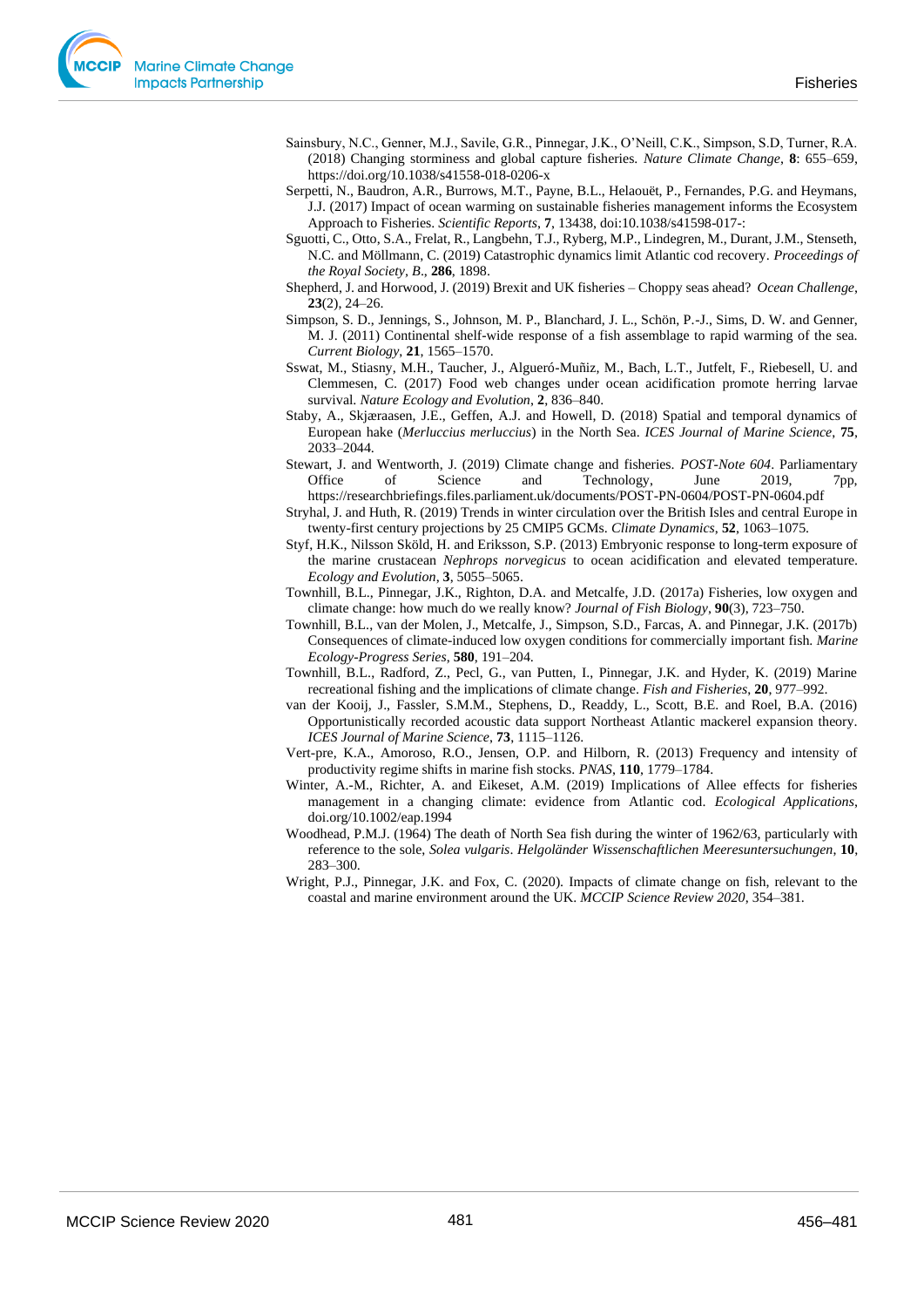Sainsbury, N.C., Genner, M.J., Savile, G.R., Pinnegar, J.K., O'Neill, C.K., Simpson, S.D, Turner, R.A. (2018) Changing storminess and global capture fisheries. *Nature Climate Change*, **8**: 655–659, https://doi.org/10.1038/s41558-018-0206-x

Serpetti, N., Baudron, A.R., Burrows, M.T., Payne, B.L., Helaouët, P., Fernandes, P.G. and Heymans, J.J. (2017) Impact of ocean warming on sustainable fisheries management informs the Ecosystem Approach to Fisheries. *Scientific Reports*, **7**, 13438, doi:10.1038/s41598-017-:

Sguotti, C., Otto, S.A., Frelat, R., Langbehn, T.J., Ryberg, M.P., Lindegren, M., Durant, J.M., Stenseth, N.C. and Möllmann, C. (2019) Catastrophic dynamics limit Atlantic cod recovery. *Proceedings of the Royal Society, B*., **286**, 1898.

Shepherd, J. and Horwood, J. (2019) Brexit and UK fisheries – Choppy seas ahead? *Ocean Challenge*, **23**(2), 24–26.

Simpson, S. D., Jennings, S., Johnson, M. P., Blanchard, J. L., Schön, P.-J., Sims, D. W. and Genner, M. J. (2011) Continental shelf-wide response of a fish assemblage to rapid warming of the sea. *Current Biology*, **21**, 1565–1570.

Sswat, M., Stiasny, M.H., Taucher, J., Algueró-Muñiz, M., Bach, L.T., Jutfelt, F., Riebesell, U. and Clemmesen, C. (2017) Food web changes under ocean acidification promote herring larvae survival. *Nature Ecology and Evolution*, **2**, 836–840.

Staby, A., Skjæraasen, J.E., Geffen, A.J. and Howell, D. (2018) Spatial and temporal dynamics of European hake (*Merluccius merluccius*) in the North Sea. *ICES Journal of Marine Science*, **75**, 2033–2044.

Stewart, J. and Wentworth, J. (2019) Climate change and fisheries. *POST-Note 604*. Parliamentary Office of Science and Technology, June 2019, 7pp, https://researchbriefings.files.parliament.uk/documents/POST-PN-0604/POST-PN-0604.pdf

Stryhal, J. and Huth, R. (2019) Trends in winter circulation over the British Isles and central Europe in twenty-first century projections by 25 CMIP5 GCMs. *Climate Dynamics*, **52**, 1063–1075.

Styf, H.K., Nilsson Sköld, H. and Eriksson, S.P. (2013) Embryonic response to long-term exposure of the marine crustacean *Nephrops norvegicus* to ocean acidification and elevated temperature. *Ecology and Evolution*, **3**, 5055–5065.

Townhill, B.L., Pinnegar, J.K., Righton, D.A. and Metcalfe, J.D. (2017a) Fisheries, low oxygen and climate change: how much do we really know? *Journal of Fish Biology*, **90**(3), 723–750.

Townhill, B.L., van der Molen, J., Metcalfe, J., Simpson, S.D., Farcas, A. and Pinnegar, J.K. (2017b) Consequences of climate-induced low oxygen conditions for commercially important fish. *Marine Ecology-Progress Series*, **580**, 191–204.

Townhill, B.L., Radford, Z., Pecl, G., van Putten, I., Pinnegar, J.K. and Hyder, K. (2019) Marine recreational fishing and the implications of climate change. *Fish and Fisheries*, **20**, 977–992.

van der Kooij, J., Fassler, S.M.M., Stephens, D., Readdy, L., Scott, B.E. and Roel, B.A. (2016) Opportunistically recorded acoustic data support Northeast Atlantic mackerel expansion theory. *ICES Journal of Marine Science*, **73**, 1115–1126.

Vert-pre, K.A., Amoroso, R.O., Jensen, O.P. and Hilborn, R. (2013) Frequency and intensity of productivity regime shifts in marine fish stocks. *PNAS*, **110**, 1779–1784.

Winter, A.-M., Richter, A. and Eikeset, A.M. (2019) Implications of Allee effects for fisheries management in a changing climate: evidence from Atlantic cod. *Ecological Applications*, doi.org/10.1002/eap.1994

Woodhead, P.M.J. (1964) The death of North Sea fish during the winter of 1962/63, particularly with reference to the sole, *Solea vulgaris*. *Helgoländer Wissenschaftlichen Meeresuntersuchungen*, **10**, 283–300.

Wright, P.J., Pinnegar, J.K. and Fox, C. (2020). Impacts of climate change on fish, relevant to the coastal and marine environment around the UK. *MCCIP Science Review 2020*, 354–381.